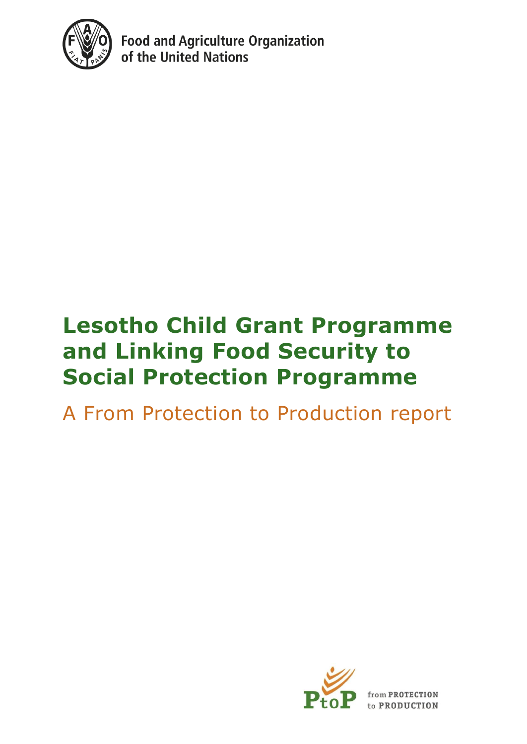Food and Agriculture Organization of the United Nations

# Lesotho Child Grant Programme and Linking Food Security to Social Protection Programme

## A From Protection to Production report

from PROTECTION to PRODUCTION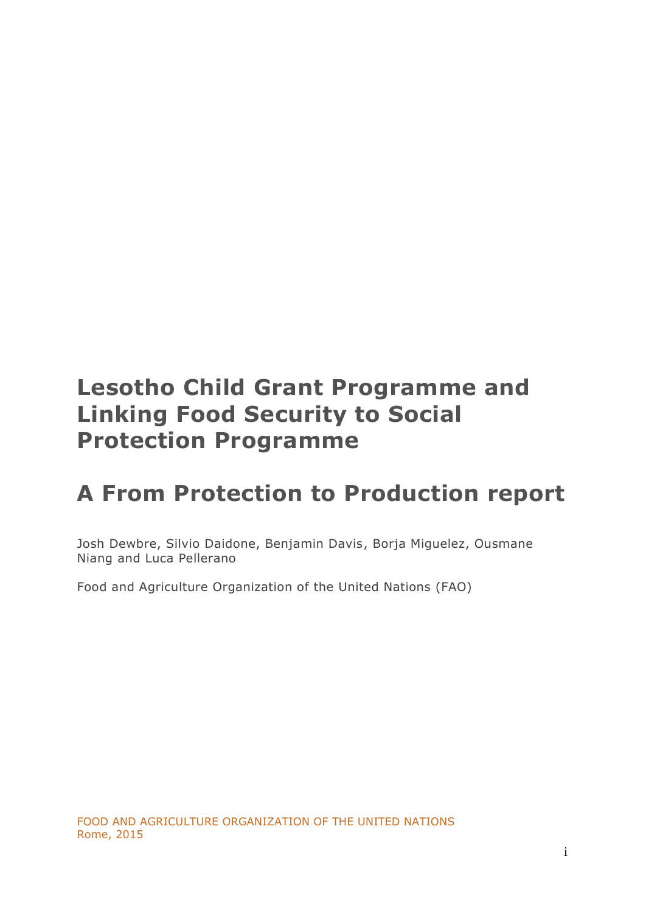# Lesotho Child Grant Programme and Linking Food Security to Social Protection Programme

# A From Protection to Production report

Josh Dewbre, Silvio Daidone, Benjamin Davis, Borja Miguelez, Ousmane Niang and Luca Pellerano

Food and Agriculture Organization of the United Nations (FAO)

FOOD AND AGRICULTURE ORGANIZATION OF THE UNITED NATIONS
Rome, 2015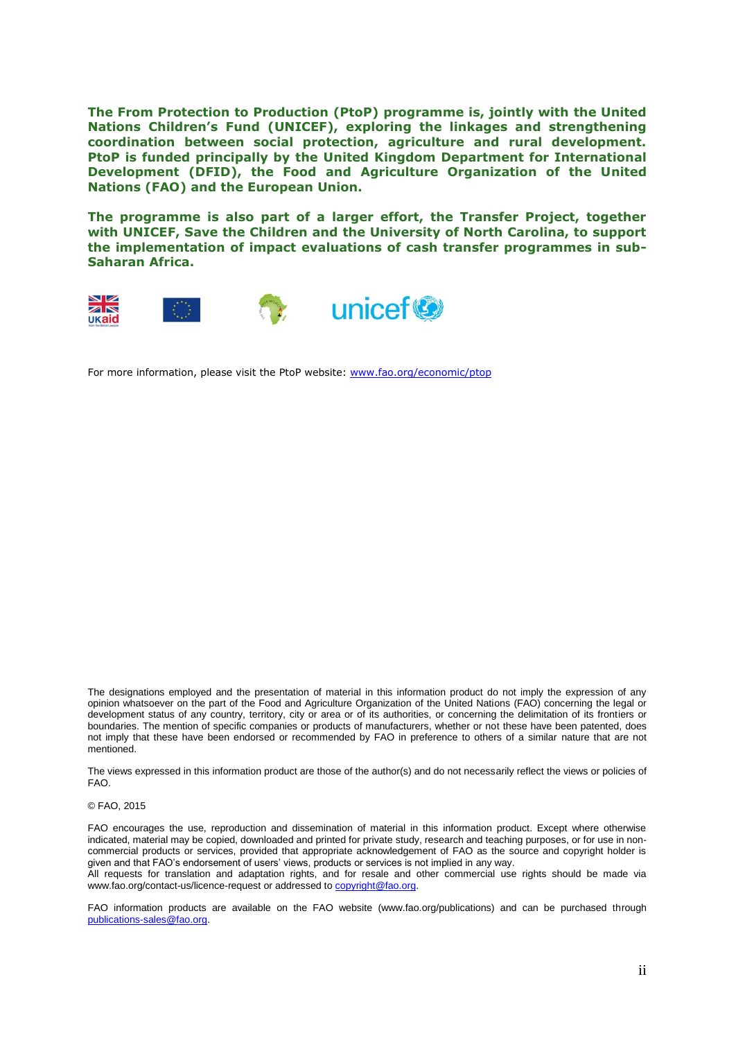**The From Protection to Production (PtoP) programme is, jointly with the United Nations Children's Fund (UNICEF), exploring the linkages and strengthening coordination between social protection, agriculture and rural development. PtoP is funded principally by the United Kingdom Department for International Development (DFID), the Food and Agriculture Organization of the United Nations (FAO) and the European Union.**

**The programme is also part of a larger effort, the Transfer Project, together with UNICEF, Save the Children and the University of North Carolina, to support the implementation of impact evaluations of cash transfer programmes in sub-Saharan Africa.**

For more information, please visit the PtoP website: www.fao.org/economic/ptop

The designations employed and the presentation of material in this information product do not imply the expression of any opinion whatsoever on the part of the Food and Agriculture Organization of the United Nations (FAO) concerning the legal or development status of any country, territory, city or area or of its authorities, or concerning the delimitation of its frontiers or boundaries. The mention of specific companies or products of manufacturers, whether or not these have been patented, does not imply that these have been endorsed or recommended by FAO in preference to others of a similar nature that are not mentioned.

The views expressed in this information product are those of the author(s) and do not necessarily reflect the views or policies of FAO.

© FAO, 2015

FAO encourages the use, reproduction and dissemination of material in this information product. Except where otherwise indicated, material may be copied, downloaded and printed for private study, research and teaching purposes, or for use in non-commercial products or services, provided that appropriate acknowledgement of FAO as the source and copyright holder is given and that FAO's endorsement of users' views, products or services is not implied in any way.
All requests for translation and adaptation rights, and for resale and other commercial use rights should be made via www.fao.org/contact-us/licence-request or addressed to copyright@fao.org.

FAO information products are available on the FAO website (www.fao.org/publications) and can be purchased through publications-sales@fao.org.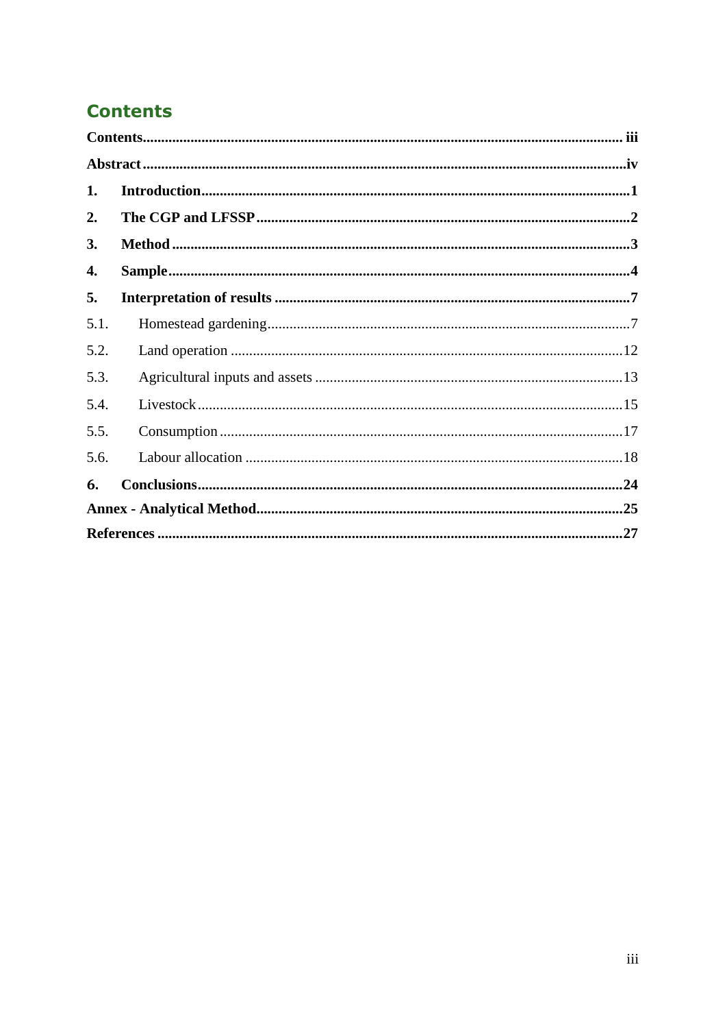# Contents

| | | |
|---|---|---|
| **Contents** | | **iii** |
| **Abstract** | | **iv** |
| **1.** | **Introduction** | **1** |
| **2.** | **The CGP and LFSSP** | **2** |
| **3.** | **Method** | **3** |
| **4.** | **Sample** | **4** |
| **5.** | **Interpretation of results** | **7** |
| 5.1. | Homestead gardening | 7 |
| 5.2. | Land operation | 12 |
| 5.3. | Agricultural inputs and assets | 13 |
| 5.4. | Livestock | 15 |
| 5.5. | Consumption | 17 |
| 5.6. | Labour allocation | 18 |
| **6.** | **Conclusions** | **24** |
| **Annex - Analytical Method** | | **25** |
| **References** | | **27** |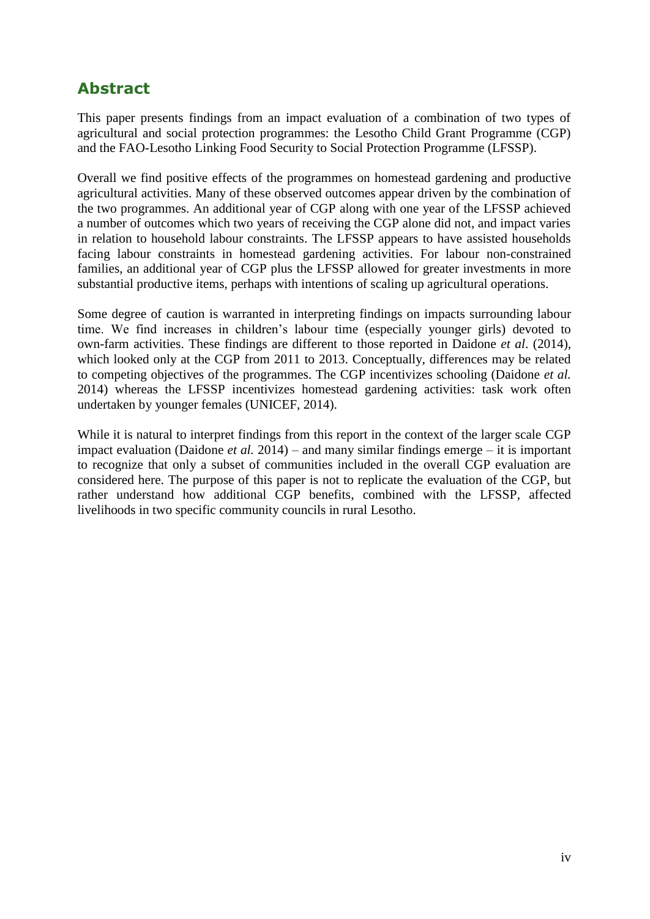## Abstract

This paper presents findings from an impact evaluation of a combination of two types of agricultural and social protection programmes: the Lesotho Child Grant Programme (CGP) and the FAO-Lesotho Linking Food Security to Social Protection Programme (LFSSP).

Overall we find positive effects of the programmes on homestead gardening and productive agricultural activities. Many of these observed outcomes appear driven by the combination of the two programmes. An additional year of CGP along with one year of the LFSSP achieved a number of outcomes which two years of receiving the CGP alone did not, and impact varies in relation to household labour constraints. The LFSSP appears to have assisted households facing labour constraints in homestead gardening activities. For labour non-constrained families, an additional year of CGP plus the LFSSP allowed for greater investments in more substantial productive items, perhaps with intentions of scaling up agricultural operations.

Some degree of caution is warranted in interpreting findings on impacts surrounding labour time. We find increases in children's labour time (especially younger girls) devoted to own-farm activities. These findings are different to those reported in Daidone *et al*. (2014), which looked only at the CGP from 2011 to 2013. Conceptually, differences may be related to competing objectives of the programmes. The CGP incentivizes schooling (Daidone *et al.* 2014) whereas the LFSSP incentivizes homestead gardening activities: task work often undertaken by younger females (UNICEF, 2014).

While it is natural to interpret findings from this report in the context of the larger scale CGP impact evaluation (Daidone *et al.* 2014) – and many similar findings emerge – it is important to recognize that only a subset of communities included in the overall CGP evaluation are considered here. The purpose of this paper is not to replicate the evaluation of the CGP, but rather understand how additional CGP benefits, combined with the LFSSP, affected livelihoods in two specific community councils in rural Lesotho.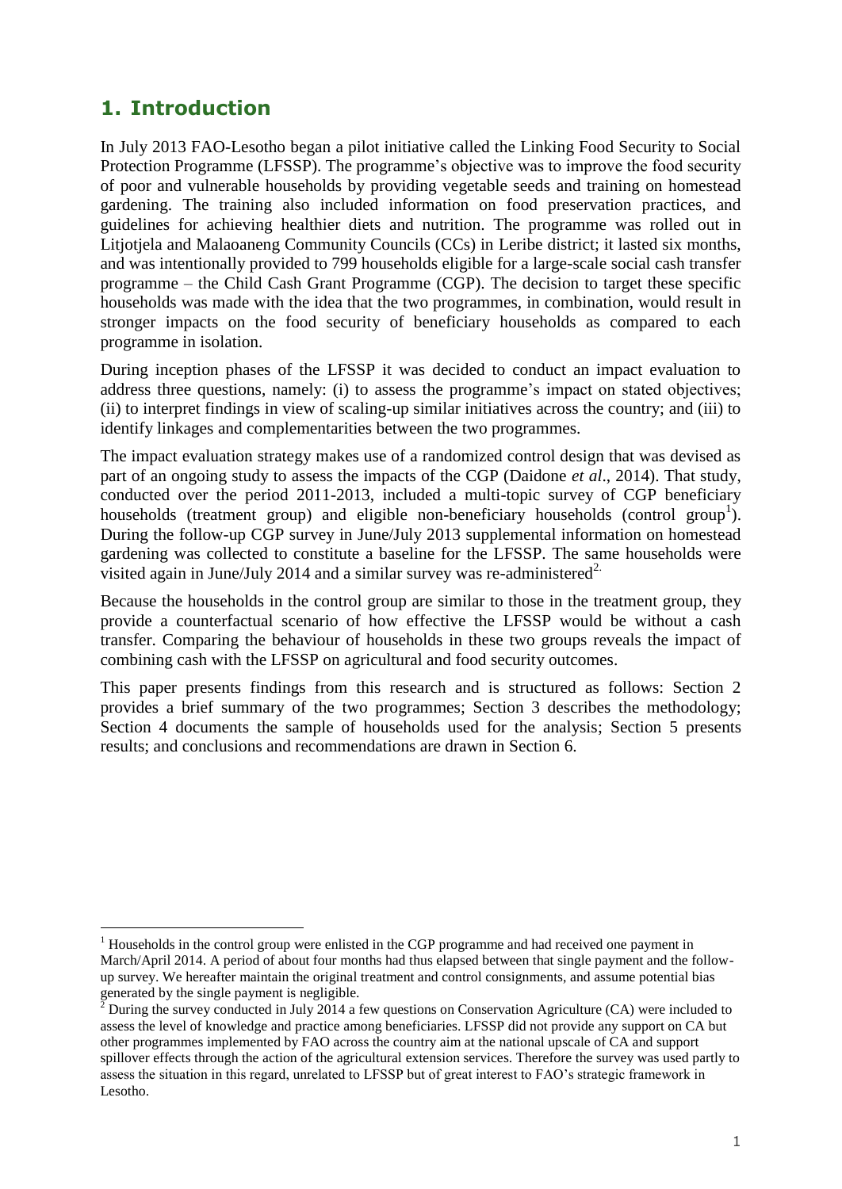# 1. Introduction

In July 2013 FAO-Lesotho began a pilot initiative called the Linking Food Security to Social Protection Programme (LFSSP). The programme's objective was to improve the food security of poor and vulnerable households by providing vegetable seeds and training on homestead gardening. The training also included information on food preservation practices, and guidelines for achieving healthier diets and nutrition. The programme was rolled out in Litjotjela and Malaoaneng Community Councils (CCs) in Leribe district; it lasted six months, and was intentionally provided to 799 households eligible for a large-scale social cash transfer programme – the Child Cash Grant Programme (CGP). The decision to target these specific households was made with the idea that the two programmes, in combination, would result in stronger impacts on the food security of beneficiary households as compared to each programme in isolation.

During inception phases of the LFSSP it was decided to conduct an impact evaluation to address three questions, namely: (i) to assess the programme's impact on stated objectives; (ii) to interpret findings in view of scaling-up similar initiatives across the country; and (iii) to identify linkages and complementarities between the two programmes.

The impact evaluation strategy makes use of a randomized control design that was devised as part of an ongoing study to assess the impacts of the CGP (Daidone *et al*., 2014). That study, conducted over the period 2011-2013, included a multi-topic survey of CGP beneficiary households (treatment group) and eligible non-beneficiary households (control group[1]). During the follow-up CGP survey in June/July 2013 supplemental information on homestead gardening was collected to constitute a baseline for the LFSSP. The same households were visited again in June/July 2014 and a similar survey was re-administered[2].

Because the households in the control group are similar to those in the treatment group, they provide a counterfactual scenario of how effective the LFSSP would be without a cash transfer. Comparing the behaviour of households in these two groups reveals the impact of combining cash with the LFSSP on agricultural and food security outcomes.

This paper presents findings from this research and is structured as follows: Section 2 provides a brief summary of the two programmes; Section 3 describes the methodology; Section 4 documents the sample of households used for the analysis; Section 5 presents results; and conclusions and recommendations are drawn in Section 6.

[1] Households in the control group were enlisted in the CGP programme and had received one payment in March/April 2014. A period of about four months had thus elapsed between that single payment and the follow-up survey. We hereafter maintain the original treatment and control consignments, and assume potential bias generated by the single payment is negligible.

[2] During the survey conducted in July 2014 a few questions on Conservation Agriculture (CA) were included to assess the level of knowledge and practice among beneficiaries. LFSSP did not provide any support on CA but other programmes implemented by FAO across the country aim at the national upscale of CA and support spillover effects through the action of the agricultural extension services. Therefore the survey was used partly to assess the situation in this regard, unrelated to LFSSP but of great interest to FAO's strategic framework in Lesotho.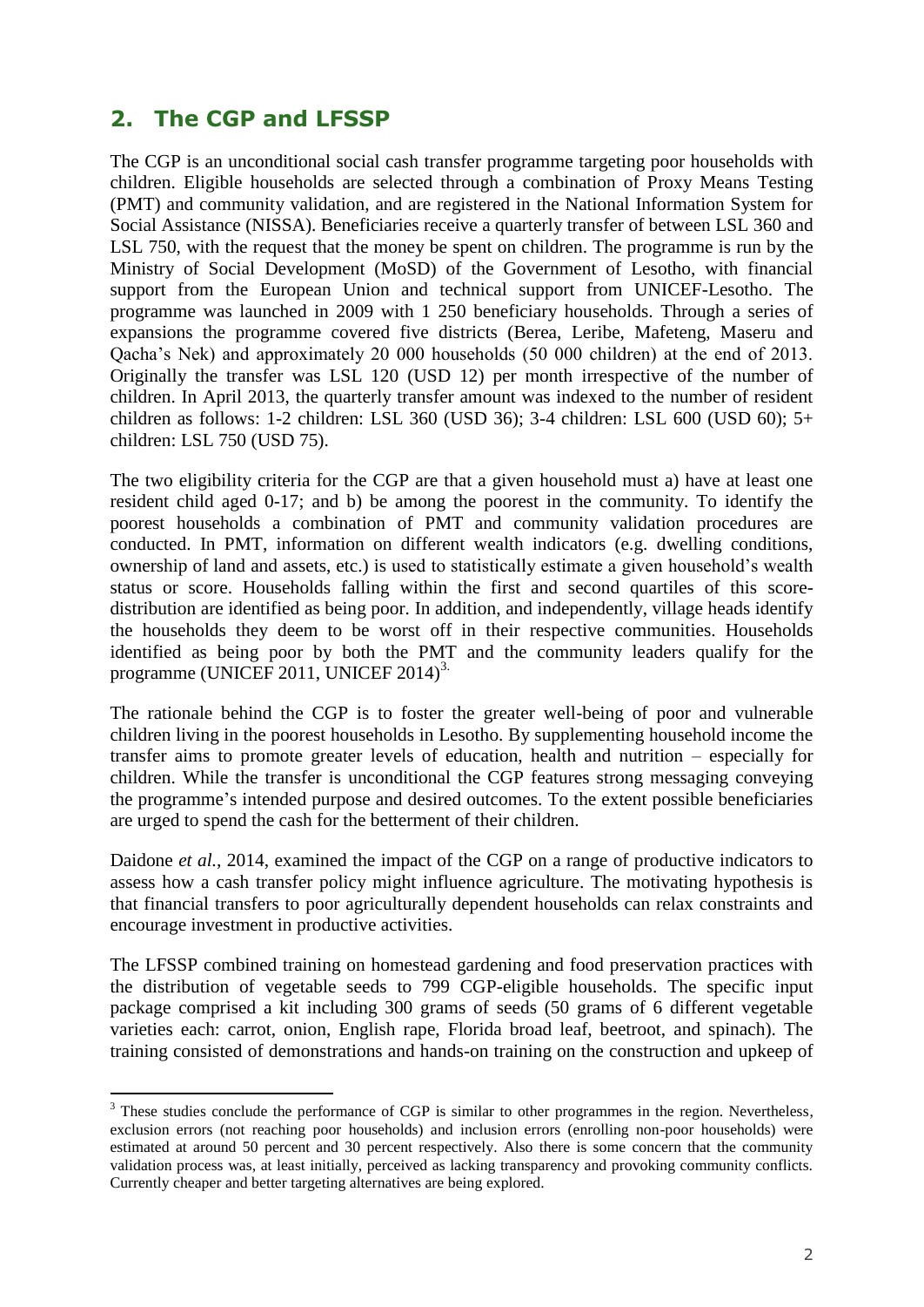## 2. The CGP and LFSSP

The CGP is an unconditional social cash transfer programme targeting poor households with children. Eligible households are selected through a combination of Proxy Means Testing (PMT) and community validation, and are registered in the National Information System for Social Assistance (NISSA). Beneficiaries receive a quarterly transfer of between LSL 360 and LSL 750, with the request that the money be spent on children. The programme is run by the Ministry of Social Development (MoSD) of the Government of Lesotho, with financial support from the European Union and technical support from UNICEF-Lesotho. The programme was launched in 2009 with 1 250 beneficiary households. Through a series of expansions the programme covered five districts (Berea, Leribe, Mafeteng, Maseru and Qacha's Nek) and approximately 20 000 households (50 000 children) at the end of 2013. Originally the transfer was LSL 120 (USD 12) per month irrespective of the number of children. In April 2013, the quarterly transfer amount was indexed to the number of resident children as follows: 1-2 children: LSL 360 (USD 36); 3-4 children: LSL 600 (USD 60); 5+ children: LSL 750 (USD 75).

The two eligibility criteria for the CGP are that a given household must a) have at least one resident child aged 0-17; and b) be among the poorest in the community. To identify the poorest households a combination of PMT and community validation procedures are conducted. In PMT, information on different wealth indicators (e.g. dwelling conditions, ownership of land and assets, etc.) is used to statistically estimate a given household's wealth status or score. Households falling within the first and second quartiles of this score-distribution are identified as being poor. In addition, and independently, village heads identify the households they deem to be worst off in their respective communities. Households identified as being poor by both the PMT and the community leaders qualify for the programme (UNICEF 2011, UNICEF 2014)[3].

The rationale behind the CGP is to foster the greater well-being of poor and vulnerable children living in the poorest households in Lesotho. By supplementing household income the transfer aims to promote greater levels of education, health and nutrition – especially for children. While the transfer is unconditional the CGP features strong messaging conveying the programme's intended purpose and desired outcomes. To the extent possible beneficiaries are urged to spend the cash for the betterment of their children.

Daidone *et al.*, 2014, examined the impact of the CGP on a range of productive indicators to assess how a cash transfer policy might influence agriculture. The motivating hypothesis is that financial transfers to poor agriculturally dependent households can relax constraints and encourage investment in productive activities.

The LFSSP combined training on homestead gardening and food preservation practices with the distribution of vegetable seeds to 799 CGP-eligible households. The specific input package comprised a kit including 300 grams of seeds (50 grams of 6 different vegetable varieties each: carrot, onion, English rape, Florida broad leaf, beetroot, and spinach). The training consisted of demonstrations and hands-on training on the construction and upkeep of

---

[3] These studies conclude the performance of CGP is similar to other programmes in the region. Nevertheless, exclusion errors (not reaching poor households) and inclusion errors (enrolling non-poor households) were estimated at around 50 percent and 30 percent respectively. Also there is some concern that the community validation process was, at least initially, perceived as lacking transparency and provoking community conflicts. Currently cheaper and better targeting alternatives are being explored.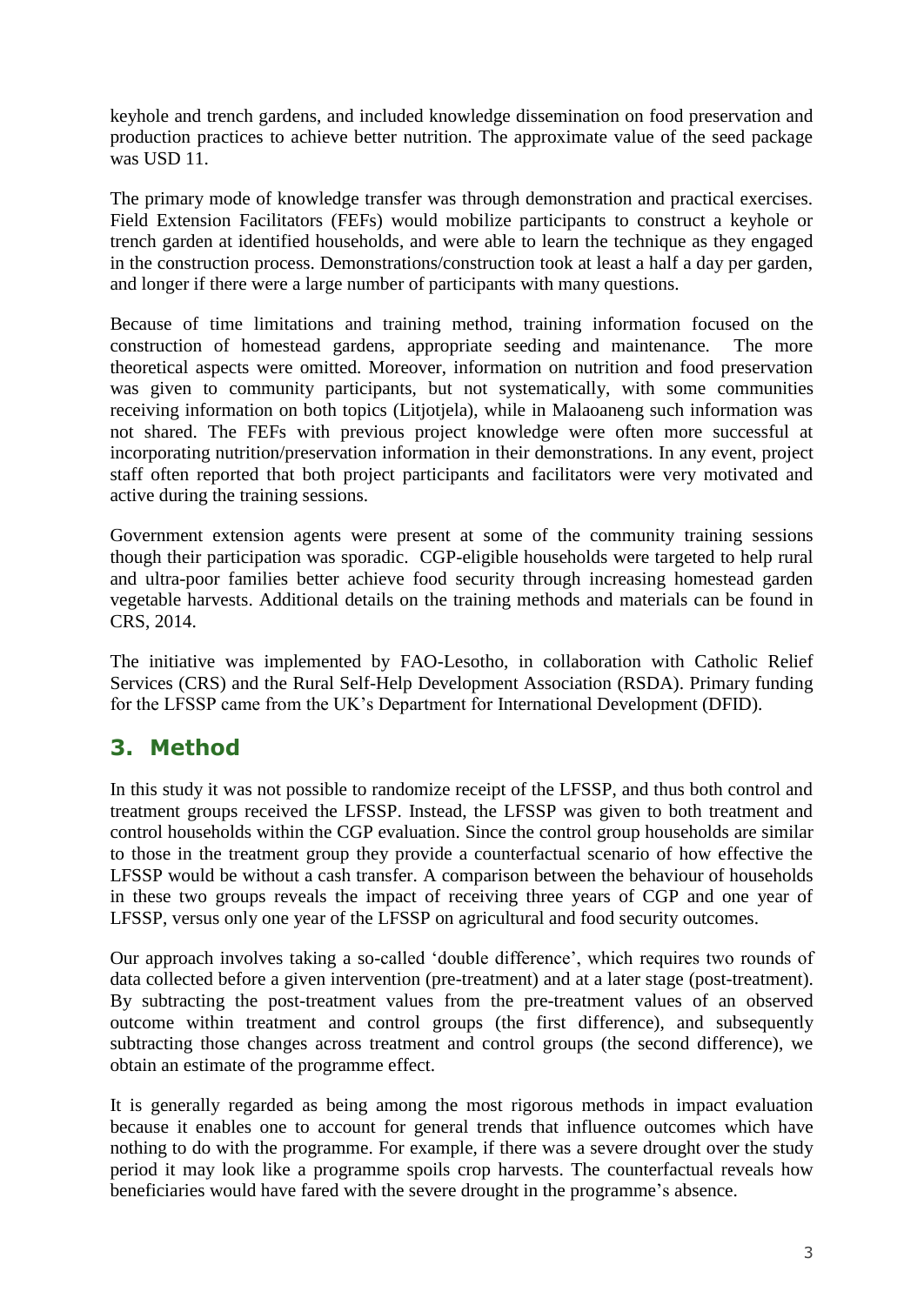keyhole and trench gardens, and included knowledge dissemination on food preservation and production practices to achieve better nutrition. The approximate value of the seed package was USD 11.

The primary mode of knowledge transfer was through demonstration and practical exercises. Field Extension Facilitators (FEFs) would mobilize participants to construct a keyhole or trench garden at identified households, and were able to learn the technique as they engaged in the construction process. Demonstrations/construction took at least a half a day per garden, and longer if there were a large number of participants with many questions.

Because of time limitations and training method, training information focused on the construction of homestead gardens, appropriate seeding and maintenance. The more theoretical aspects were omitted. Moreover, information on nutrition and food preservation was given to community participants, but not systematically, with some communities receiving information on both topics (Litjotjela), while in Malaoaneng such information was not shared. The FEFs with previous project knowledge were often more successful at incorporating nutrition/preservation information in their demonstrations. In any event, project staff often reported that both project participants and facilitators were very motivated and active during the training sessions.

Government extension agents were present at some of the community training sessions though their participation was sporadic. CGP-eligible households were targeted to help rural and ultra-poor families better achieve food security through increasing homestead garden vegetable harvests. Additional details on the training methods and materials can be found in CRS, 2014.

The initiative was implemented by FAO-Lesotho, in collaboration with Catholic Relief Services (CRS) and the Rural Self-Help Development Association (RSDA). Primary funding for the LFSSP came from the UK's Department for International Development (DFID).

## 3. Method

In this study it was not possible to randomize receipt of the LFSSP, and thus both control and treatment groups received the LFSSP. Instead, the LFSSP was given to both treatment and control households within the CGP evaluation. Since the control group households are similar to those in the treatment group they provide a counterfactual scenario of how effective the LFSSP would be without a cash transfer. A comparison between the behaviour of households in these two groups reveals the impact of receiving three years of CGP and one year of LFSSP, versus only one year of the LFSSP on agricultural and food security outcomes.

Our approach involves taking a so-called 'double difference', which requires two rounds of data collected before a given intervention (pre-treatment) and at a later stage (post-treatment). By subtracting the post-treatment values from the pre-treatment values of an observed outcome within treatment and control groups (the first difference), and subsequently subtracting those changes across treatment and control groups (the second difference), we obtain an estimate of the programme effect.

It is generally regarded as being among the most rigorous methods in impact evaluation because it enables one to account for general trends that influence outcomes which have nothing to do with the programme. For example, if there was a severe drought over the study period it may look like a programme spoils crop harvests. The counterfactual reveals how beneficiaries would have fared with the severe drought in the programme's absence.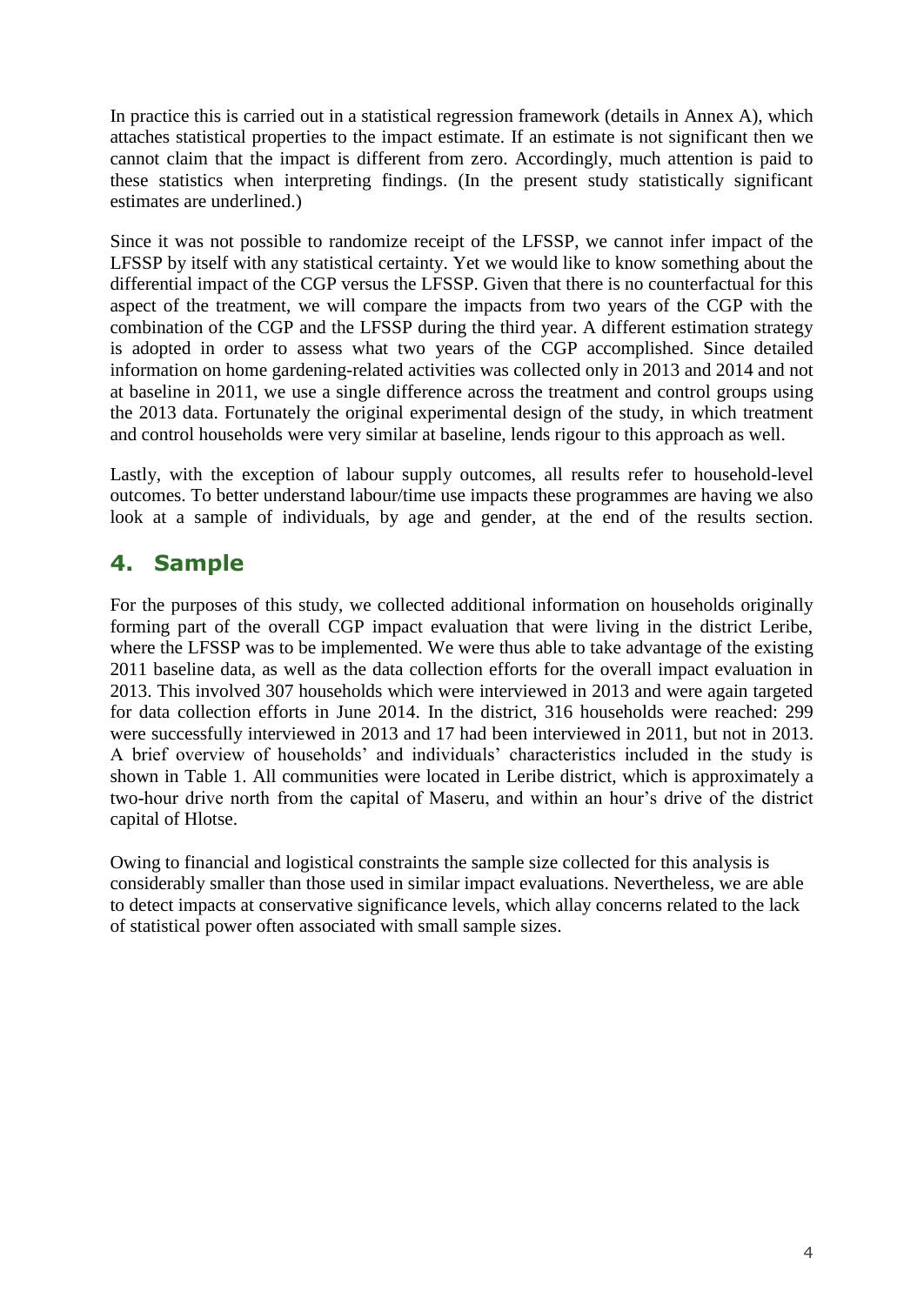In practice this is carried out in a statistical regression framework (details in Annex A), which attaches statistical properties to the impact estimate. If an estimate is not significant then we cannot claim that the impact is different from zero. Accordingly, much attention is paid to these statistics when interpreting findings. (In the present study statistically significant estimates are underlined.)

Since it was not possible to randomize receipt of the LFSSP, we cannot infer impact of the LFSSP by itself with any statistical certainty. Yet we would like to know something about the differential impact of the CGP versus the LFSSP. Given that there is no counterfactual for this aspect of the treatment, we will compare the impacts from two years of the CGP with the combination of the CGP and the LFSSP during the third year. A different estimation strategy is adopted in order to assess what two years of the CGP accomplished. Since detailed information on home gardening-related activities was collected only in 2013 and 2014 and not at baseline in 2011, we use a single difference across the treatment and control groups using the 2013 data. Fortunately the original experimental design of the study, in which treatment and control households were very similar at baseline, lends rigour to this approach as well.

Lastly, with the exception of labour supply outcomes, all results refer to household-level outcomes. To better understand labour/time use impacts these programmes are having we also look at a sample of individuals, by age and gender, at the end of the results section.

## 4. Sample

For the purposes of this study, we collected additional information on households originally forming part of the overall CGP impact evaluation that were living in the district Leribe, where the LFSSP was to be implemented. We were thus able to take advantage of the existing 2011 baseline data, as well as the data collection efforts for the overall impact evaluation in 2013. This involved 307 households which were interviewed in 2013 and were again targeted for data collection efforts in June 2014. In the district, 316 households were reached: 299 were successfully interviewed in 2013 and 17 had been interviewed in 2011, but not in 2013. A brief overview of households' and individuals' characteristics included in the study is shown in Table 1. All communities were located in Leribe district, which is approximately a two-hour drive north from the capital of Maseru, and within an hour's drive of the district capital of Hlotse.

Owing to financial and logistical constraints the sample size collected for this analysis is considerably smaller than those used in similar impact evaluations. Nevertheless, we are able to detect impacts at conservative significance levels, which allay concerns related to the lack of statistical power often associated with small sample sizes.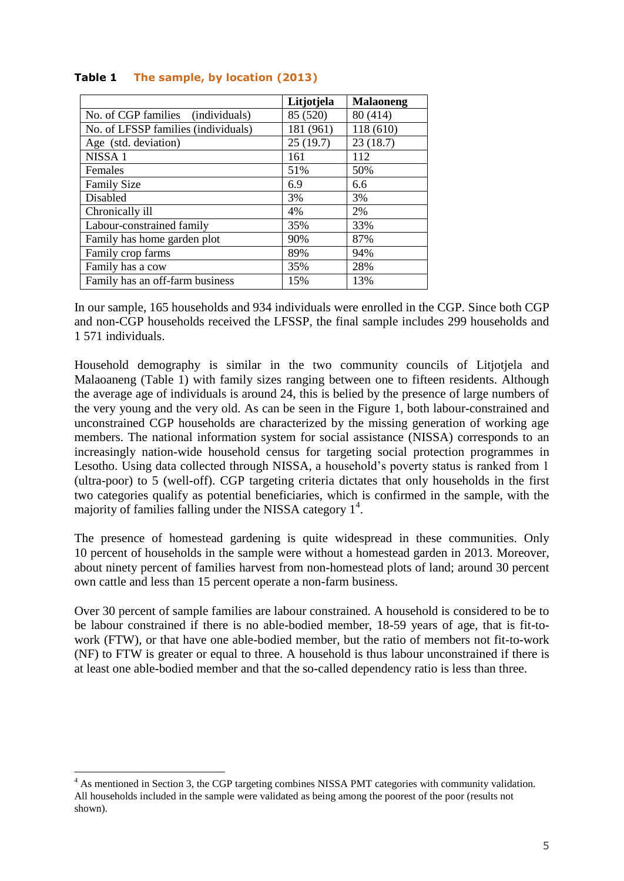**Table 1 The sample, by location (2013)**

| | Litjotjela | Malaoneng |
|---|---|---|
| No. of CGP families (individuals) | 85 (520) | 80 (414) |
| No. of LFSSP families (individuals) | 181 (961) | 118 (610) |
| Age (std. deviation) | 25 (19.7) | 23 (18.7) |
| NISSA 1 | 161 | 112 |
| Females | 51% | 50% |
| Family Size | 6.9 | 6.6 |
| Disabled | 3% | 3% |
| Chronically ill | 4% | 2% |
| Labour-constrained family | 35% | 33% |
| Family has home garden plot | 90% | 87% |
| Family crop farms | 89% | 94% |
| Family has a cow | 35% | 28% |
| Family has an off-farm business | 15% | 13% |

In our sample, 165 households and 934 individuals were enrolled in the CGP. Since both CGP and non-CGP households received the LFSSP, the final sample includes 299 households and 1 571 individuals.

Household demography is similar in the two community councils of Litjotjela and Malaoaneng (Table 1) with family sizes ranging between one to fifteen residents. Although the average age of individuals is around 24, this is belied by the presence of large numbers of the very young and the very old. As can be seen in the Figure 1, both labour-constrained and unconstrained CGP households are characterized by the missing generation of working age members. The national information system for social assistance (NISSA) corresponds to an increasingly nation-wide household census for targeting social protection programmes in Lesotho. Using data collected through NISSA, a household's poverty status is ranked from 1 (ultra-poor) to 5 (well-off). CGP targeting criteria dictates that only households in the first two categories qualify as potential beneficiaries, which is confirmed in the sample, with the majority of families falling under the NISSA category 1[4].

The presence of homestead gardening is quite widespread in these communities. Only 10 percent of households in the sample were without a homestead garden in 2013. Moreover, about ninety percent of families harvest from non-homestead plots of land; around 30 percent own cattle and less than 15 percent operate a non-farm business.

Over 30 percent of sample families are labour constrained. A household is considered to be to be labour constrained if there is no able-bodied member, 18-59 years of age, that is fit-to-work (FTW), or that have one able-bodied member, but the ratio of members not fit-to-work (NF) to FTW is greater or equal to three. A household is thus labour unconstrained if there is at least one able-bodied member and that the so-called dependency ratio is less than three.

[4] As mentioned in Section 3, the CGP targeting combines NISSA PMT categories with community validation. All households included in the sample were validated as being among the poorest of the poor (results not shown).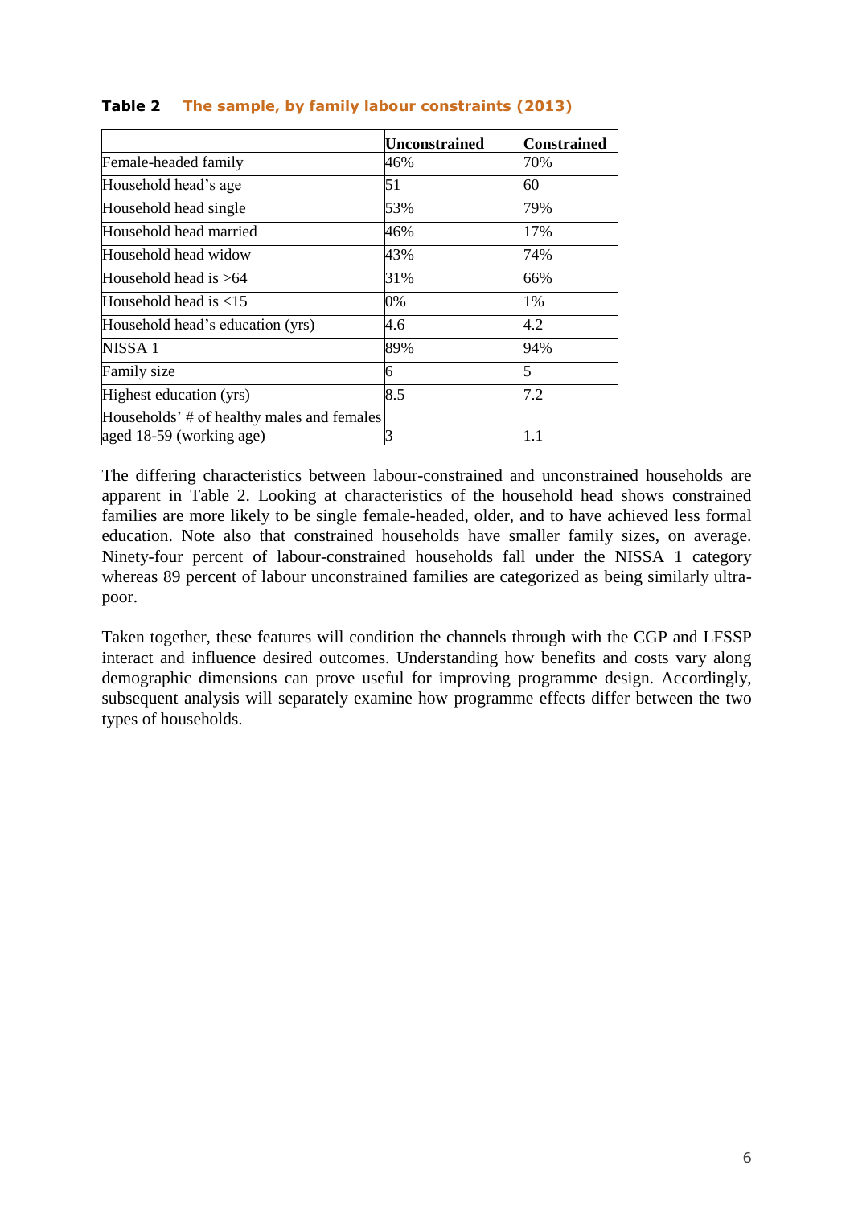**Table 2 The sample, by family labour constraints (2013)**

| | Unconstrained | Constrained |
|---|---|---|
| Female-headed family | 46% | 70% |
| Household head's age | 51 | 60 |
| Household head single | 53% | 79% |
| Household head married | 46% | 17% |
| Household head widow | 43% | 74% |
| Household head is >64 | 31% | 66% |
| Household head is <15 | 0% | 1% |
| Household head's education (yrs) | 4.6 | 4.2 |
| NISSA 1 | 89% | 94% |
| Family size | 6 | 5 |
| Highest education (yrs) | 8.5 | 7.2 |
| Households' # of healthy males and females aged 18-59 (working age) | 3 | 1.1 |

The differing characteristics between labour-constrained and unconstrained households are apparent in Table 2. Looking at characteristics of the household head shows constrained families are more likely to be single female-headed, older, and to have achieved less formal education. Note also that constrained households have smaller family sizes, on average. Ninety-four percent of labour-constrained households fall under the NISSA 1 category whereas 89 percent of labour unconstrained families are categorized as being similarly ultra-poor.

Taken together, these features will condition the channels through with the CGP and LFSSP interact and influence desired outcomes. Understanding how benefits and costs vary along demographic dimensions can prove useful for improving programme design. Accordingly, subsequent analysis will separately examine how programme effects differ between the two types of households.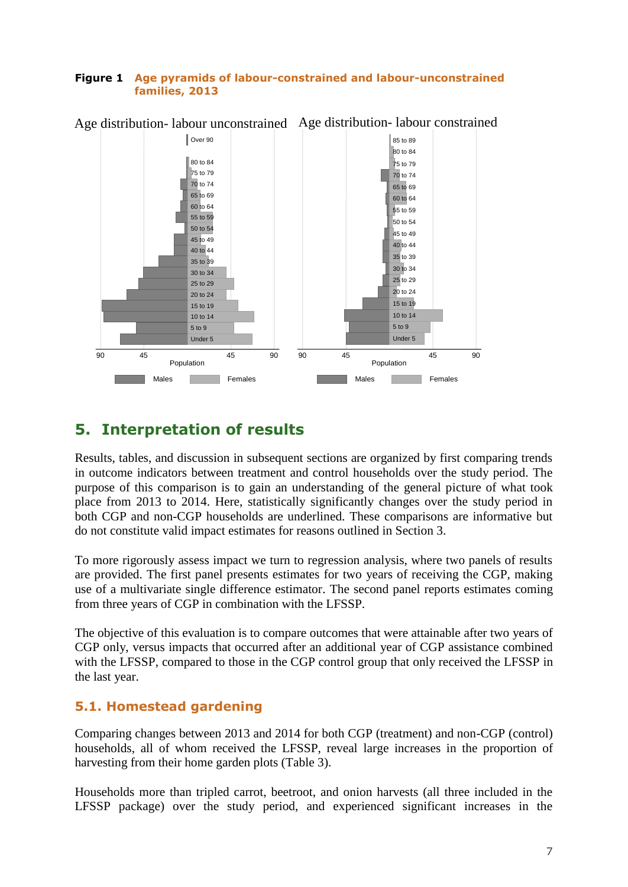**Figure 1** Age pyramids of labour-constrained and labour-unconstrained families, 2013

## 5. Interpretation of results

Results, tables, and discussion in subsequent sections are organized by first comparing trends in outcome indicators between treatment and control households over the study period. The purpose of this comparison is to gain an understanding of the general picture of what took place from 2013 to 2014. Here, statistically significantly changes over the study period in both CGP and non-CGP households are underlined. These comparisons are informative but do not constitute valid impact estimates for reasons outlined in Section 3.

To more rigorously assess impact we turn to regression analysis, where two panels of results are provided. The first panel presents estimates for two years of receiving the CGP, making use of a multivariate single difference estimator. The second panel reports estimates coming from three years of CGP in combination with the LFSSP.

The objective of this evaluation is to compare outcomes that were attainable after two years of CGP only, versus impacts that occurred after an additional year of CGP assistance combined with the LFSSP, compared to those in the CGP control group that only received the LFSSP in the last year.

### 5.1. Homestead gardening

Comparing changes between 2013 and 2014 for both CGP (treatment) and non-CGP (control) households, all of whom received the LFSSP, reveal large increases in the proportion of harvesting from their home garden plots (Table 3).

Households more than tripled carrot, beetroot, and onion harvests (all three included in the LFSSP package) over the study period, and experienced significant increases in the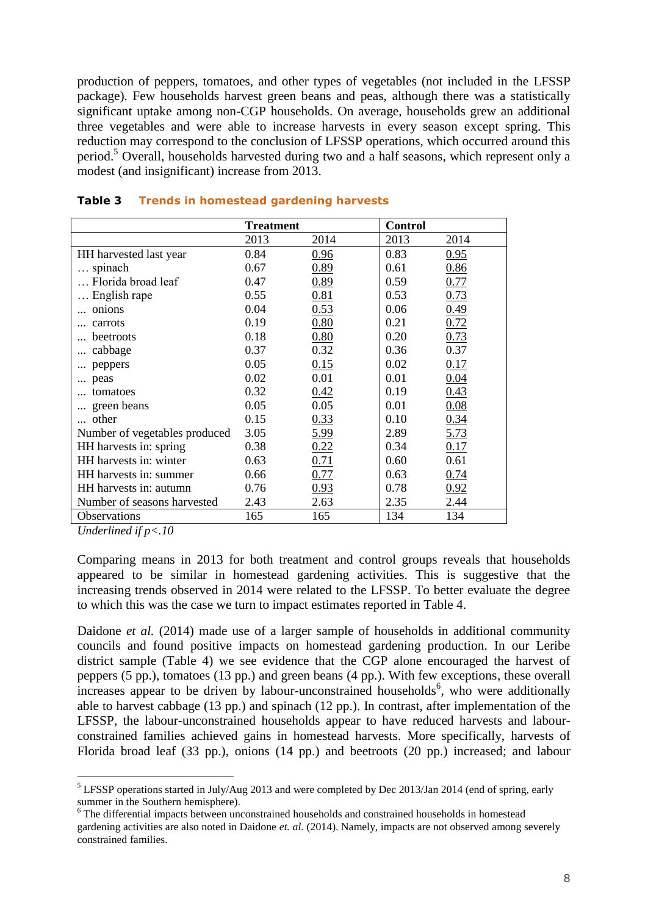production of peppers, tomatoes, and other types of vegetables (not included in the LFSSP package). Few households harvest green beans and peas, although there was a statistically significant uptake among non-CGP households. On average, households grew an additional three vegetables and were able to increase harvests in every season except spring. This reduction may correspond to the conclusion of LFSSP operations, which occurred around this period.[5] Overall, households harvested during two and a half seasons, which represent only a modest (and insignificant) increase from 2013.

**Table 3 Trends in homestead gardening harvests**

| | Treatment | | Control | |
|---|---|---|---|---|
| | 2013 | 2014 | 2013 | 2014 |
| HH harvested last year | 0.84 | <u>0.96</u> | 0.83 | <u>0.95</u> |
| … spinach | 0.67 | <u>0.89</u> | 0.61 | <u>0.86</u> |
| … Florida broad leaf | 0.47 | <u>0.89</u> | 0.59 | <u>0.77</u> |
| … English rape | 0.55 | <u>0.81</u> | 0.53 | <u>0.73</u> |
| ... onions | 0.04 | <u>0.53</u> | 0.06 | <u>0.49</u> |
| ... carrots | 0.19 | <u>0.80</u> | 0.21 | <u>0.72</u> |
| ... beetroots | 0.18 | <u>0.80</u> | 0.20 | <u>0.73</u> |
| ... cabbage | 0.37 | 0.32 | 0.36 | 0.37 |
| ... peppers | 0.05 | <u>0.15</u> | 0.02 | <u>0.17</u> |
| ... peas | 0.02 | 0.01 | 0.01 | <u>0.04</u> |
| ... tomatoes | 0.32 | <u>0.42</u> | 0.19 | <u>0.43</u> |
| ... green beans | 0.05 | 0.05 | 0.01 | <u>0.08</u> |
| ... other | 0.15 | <u>0.33</u> | 0.10 | <u>0.34</u> |
| Number of vegetables produced | 3.05 | <u>5.99</u> | 2.89 | <u>5.73</u> |
| HH harvests in: spring | 0.38 | <u>0.22</u> | 0.34 | <u>0.17</u> |
| HH harvests in: winter | 0.63 | <u>0.71</u> | 0.60 | 0.61 |
| HH harvests in: summer | 0.66 | <u>0.77</u> | 0.63 | <u>0.74</u> |
| HH harvests in: autumn | 0.76 | <u>0.93</u> | 0.78 | <u>0.92</u> |
| Number of seasons harvested | 2.43 | 2.63 | 2.35 | 2.44 |
| Observations | 165 | 165 | 134 | 134 |

*Underlined if p<.10*

Comparing means in 2013 for both treatment and control groups reveals that households appeared to be similar in homestead gardening activities. This is suggestive that the increasing trends observed in 2014 were related to the LFSSP. To better evaluate the degree to which this was the case we turn to impact estimates reported in Table 4.

Daidone *et al.* (2014) made use of a larger sample of households in additional community councils and found positive impacts on homestead gardening production. In our Leribe district sample (Table 4) we see evidence that the CGP alone encouraged the harvest of peppers (5 pp.), tomatoes (13 pp.) and green beans (4 pp.). With few exceptions, these overall increases appear to be driven by labour-unconstrained households[6], who were additionally able to harvest cabbage (13 pp.) and spinach (12 pp.). In contrast, after implementation of the LFSSP, the labour-unconstrained households appear to have reduced harvests and labour-constrained families achieved gains in homestead harvests. More specifically, harvests of Florida broad leaf (33 pp.), onions (14 pp.) and beetroots (20 pp.) increased; and labour

[5] LFSSP operations started in July/Aug 2013 and were completed by Dec 2013/Jan 2014 (end of spring, early summer in the Southern hemisphere).

[6] The differential impacts between unconstrained households and constrained households in homestead gardening activities are also noted in Daidone *et. al.* (2014). Namely, impacts are not observed among severely constrained families.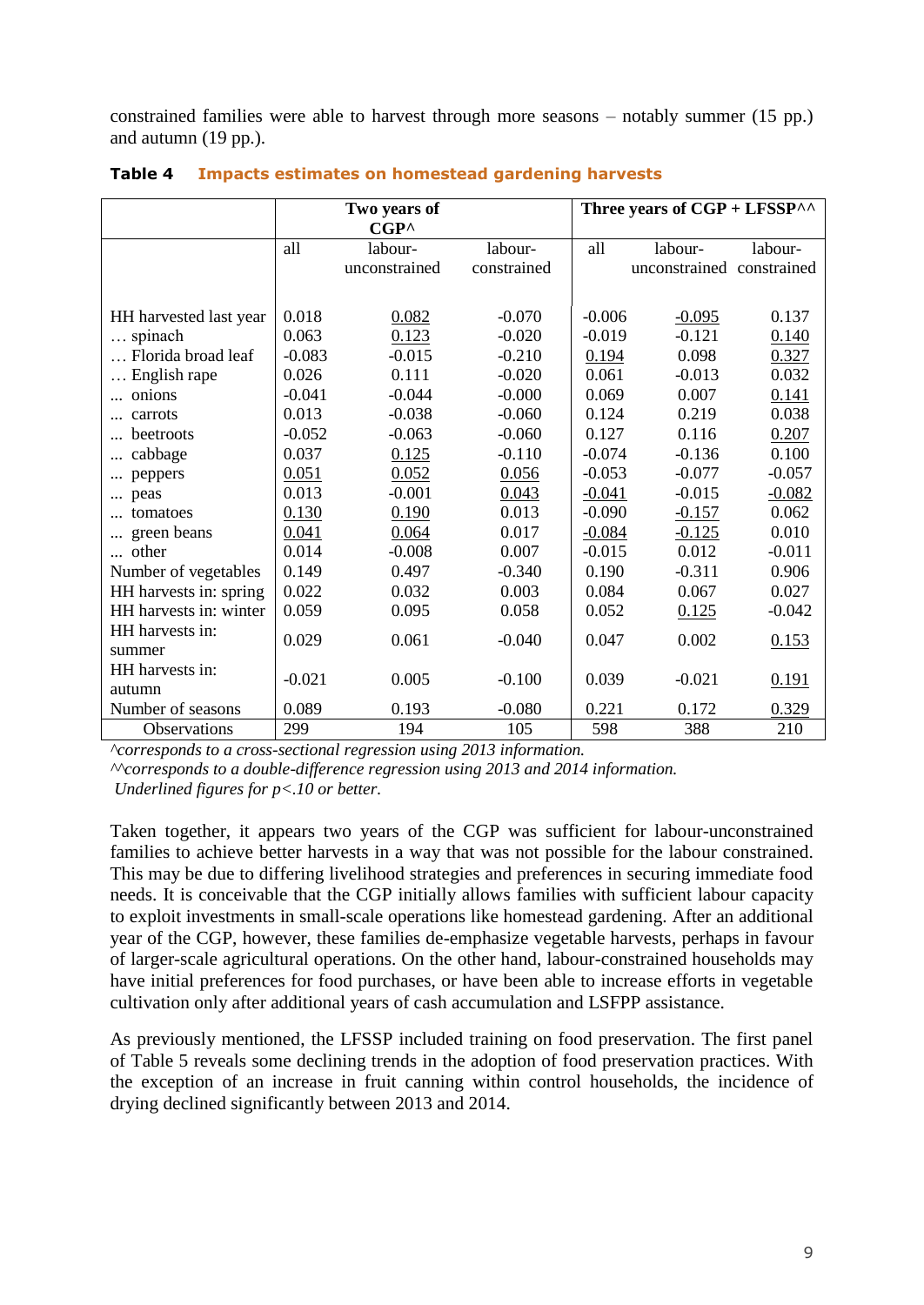constrained families were able to harvest through more seasons – notably summer (15 pp.) and autumn (19 pp.).

**Table 4 Impacts estimates on homestead gardening harvests**

| | Two years of CGP^ | | | Three years of CGP + LFSSP^^ | | |
|---|---|---|---|---|---|---|
| | all | labour-unconstrained | labour-constrained | all | labour-unconstrained | labour-constrained |
| HH harvested last year | 0.018 | <u>0.082</u> | -0.070 | -0.006 | <u>-0.095</u> | 0.137 |
| … spinach | 0.063 | <u>0.123</u> | -0.020 | -0.019 | -0.121 | <u>0.140</u> |
| … Florida broad leaf | -0.083 | -0.015 | -0.210 | <u>0.194</u> | 0.098 | <u>0.327</u> |
| … English rape | 0.026 | 0.111 | -0.020 | 0.061 | -0.013 | 0.032 |
| ... onions | -0.041 | -0.044 | -0.000 | 0.069 | 0.007 | <u>0.141</u> |
| ... carrots | 0.013 | -0.038 | -0.060 | 0.124 | 0.219 | 0.038 |
| ... beetroots | -0.052 | -0.063 | -0.060 | 0.127 | 0.116 | <u>0.207</u> |
| ... cabbage | 0.037 | <u>0.125</u> | -0.110 | -0.074 | -0.136 | 0.100 |
| ... peppers | <u>0.051</u> | <u>0.052</u> | <u>0.056</u> | -0.053 | -0.077 | -0.057 |
| ... peas | 0.013 | -0.001 | <u>0.043</u> | <u>-0.041</u> | -0.015 | <u>-0.082</u> |
| ... tomatoes | <u>0.130</u> | <u>0.190</u> | 0.013 | -0.090 | <u>-0.157</u> | 0.062 |
| ... green beans | <u>0.041</u> | <u>0.064</u> | 0.017 | <u>-0.084</u> | <u>-0.125</u> | 0.010 |
| ... other | 0.014 | -0.008 | 0.007 | -0.015 | 0.012 | -0.011 |
| Number of vegetables | 0.149 | 0.497 | -0.340 | 0.190 | -0.311 | 0.906 |
| HH harvests in: spring | 0.022 | 0.032 | 0.003 | 0.084 | 0.067 | 0.027 |
| HH harvests in: winter | 0.059 | 0.095 | 0.058 | 0.052 | <u>0.125</u> | -0.042 |
| HH harvests in: summer | 0.029 | 0.061 | -0.040 | 0.047 | 0.002 | <u>0.153</u> |
| HH harvests in: autumn | -0.021 | 0.005 | -0.100 | 0.039 | -0.021 | <u>0.191</u> |
| Number of seasons | 0.089 | 0.193 | -0.080 | 0.221 | 0.172 | <u>0.329</u> |
| Observations | 299 | 194 | 105 | 598 | 388 | 210 |

*^corresponds to a cross-sectional regression using 2013 information.*
*^^corresponds to a double-difference regression using 2013 and 2014 information.*
*Underlined figures for p<.10 or better.*

Taken together, it appears two years of the CGP was sufficient for labour-unconstrained families to achieve better harvests in a way that was not possible for the labour constrained. This may be due to differing livelihood strategies and preferences in securing immediate food needs. It is conceivable that the CGP initially allows families with sufficient labour capacity to exploit investments in small-scale operations like homestead gardening. After an additional year of the CGP, however, these families de-emphasize vegetable harvests, perhaps in favour of larger-scale agricultural operations. On the other hand, labour-constrained households may have initial preferences for food purchases, or have been able to increase efforts in vegetable cultivation only after additional years of cash accumulation and LSFPP assistance.

As previously mentioned, the LFSSP included training on food preservation. The first panel of Table 5 reveals some declining trends in the adoption of food preservation practices. With the exception of an increase in fruit canning within control households, the incidence of drying declined significantly between 2013 and 2014.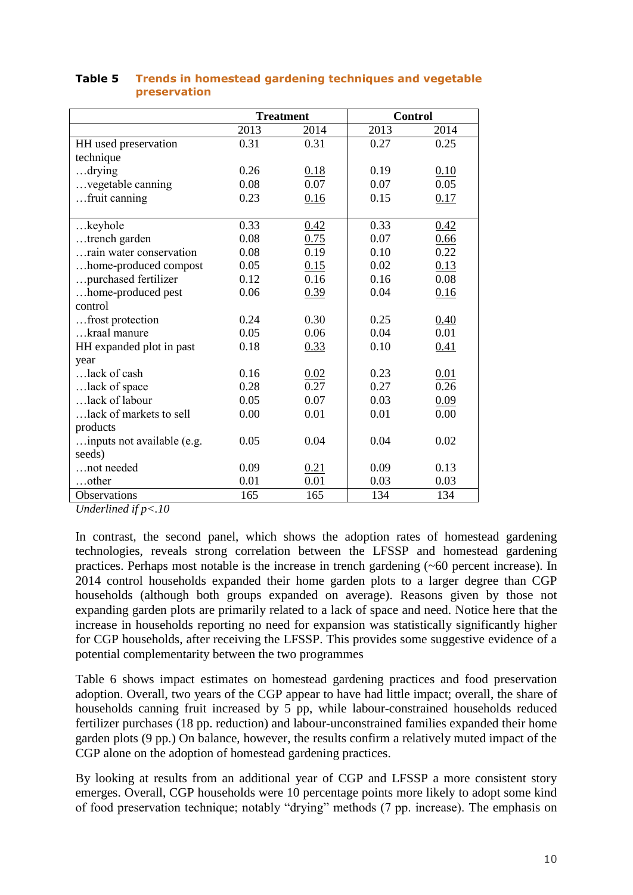**Table 5** Trends in homestead gardening techniques and vegetable preservation

| | Treatment | | Control | |
|---|---|---|---|---|
| | 2013 | 2014 | 2013 | 2014 |
| HH used preservation technique | 0.31 | 0.31 | 0.27 | 0.25 |
| …drying | 0.26 | <u>0.18</u> | 0.19 | <u>0.10</u> |
| …vegetable canning | 0.08 | 0.07 | 0.07 | 0.05 |
| …fruit canning | 0.23 | <u>0.16</u> | 0.15 | <u>0.17</u> |
| …keyhole | 0.33 | <u>0.42</u> | 0.33 | <u>0.42</u> |
| …trench garden | 0.08 | <u>0.75</u> | 0.07 | <u>0.66</u> |
| …rain water conservation | 0.08 | 0.19 | 0.10 | 0.22 |
| …home-produced compost | 0.05 | <u>0.15</u> | 0.02 | <u>0.13</u> |
| …purchased fertilizer | 0.12 | 0.16 | 0.16 | 0.08 |
| …home-produced pest control | 0.06 | <u>0.39</u> | 0.04 | <u>0.16</u> |
| …frost protection | 0.24 | 0.30 | 0.25 | <u>0.40</u> |
| …kraal manure | 0.05 | 0.06 | 0.04 | 0.01 |
| HH expanded plot in past year | 0.18 | <u>0.33</u> | 0.10 | <u>0.41</u> |
| …lack of cash | 0.16 | <u>0.02</u> | 0.23 | <u>0.01</u> |
| …lack of space | 0.28 | 0.27 | 0.27 | 0.26 |
| …lack of labour | 0.05 | 0.07 | 0.03 | <u>0.09</u> |
| …lack of markets to sell products | 0.00 | 0.01 | 0.01 | 0.00 |
| …inputs not available (e.g. seeds) | 0.05 | 0.04 | 0.04 | 0.02 |
| …not needed | 0.09 | <u>0.21</u> | 0.09 | 0.13 |
| …other | 0.01 | <u>0.01</u> | 0.03 | 0.03 |
| Observations | 165 | 165 | 134 | 134 |

*Underlined if p<.10*

In contrast, the second panel, which shows the adoption rates of homestead gardening technologies, reveals strong correlation between the LFSSP and homestead gardening practices. Perhaps most notable is the increase in trench gardening (~60 percent increase). In 2014 control households expanded their home garden plots to a larger degree than CGP households (although both groups expanded on average). Reasons given by those not expanding garden plots are primarily related to a lack of space and need. Notice here that the increase in households reporting no need for expansion was statistically significantly higher for CGP households, after receiving the LFSSP. This provides some suggestive evidence of a potential complementarity between the two programmes

Table 6 shows impact estimates on homestead gardening practices and food preservation adoption. Overall, two years of the CGP appear to have had little impact; overall, the share of households canning fruit increased by 5 pp, while labour-constrained households reduced fertilizer purchases (18 pp. reduction) and labour-unconstrained families expanded their home garden plots (9 pp.) On balance, however, the results confirm a relatively muted impact of the CGP alone on the adoption of homestead gardening practices.

By looking at results from an additional year of CGP and LFSSP a more consistent story emerges. Overall, CGP households were 10 percentage points more likely to adopt some kind of food preservation technique; notably "drying" methods (7 pp. increase). The emphasis on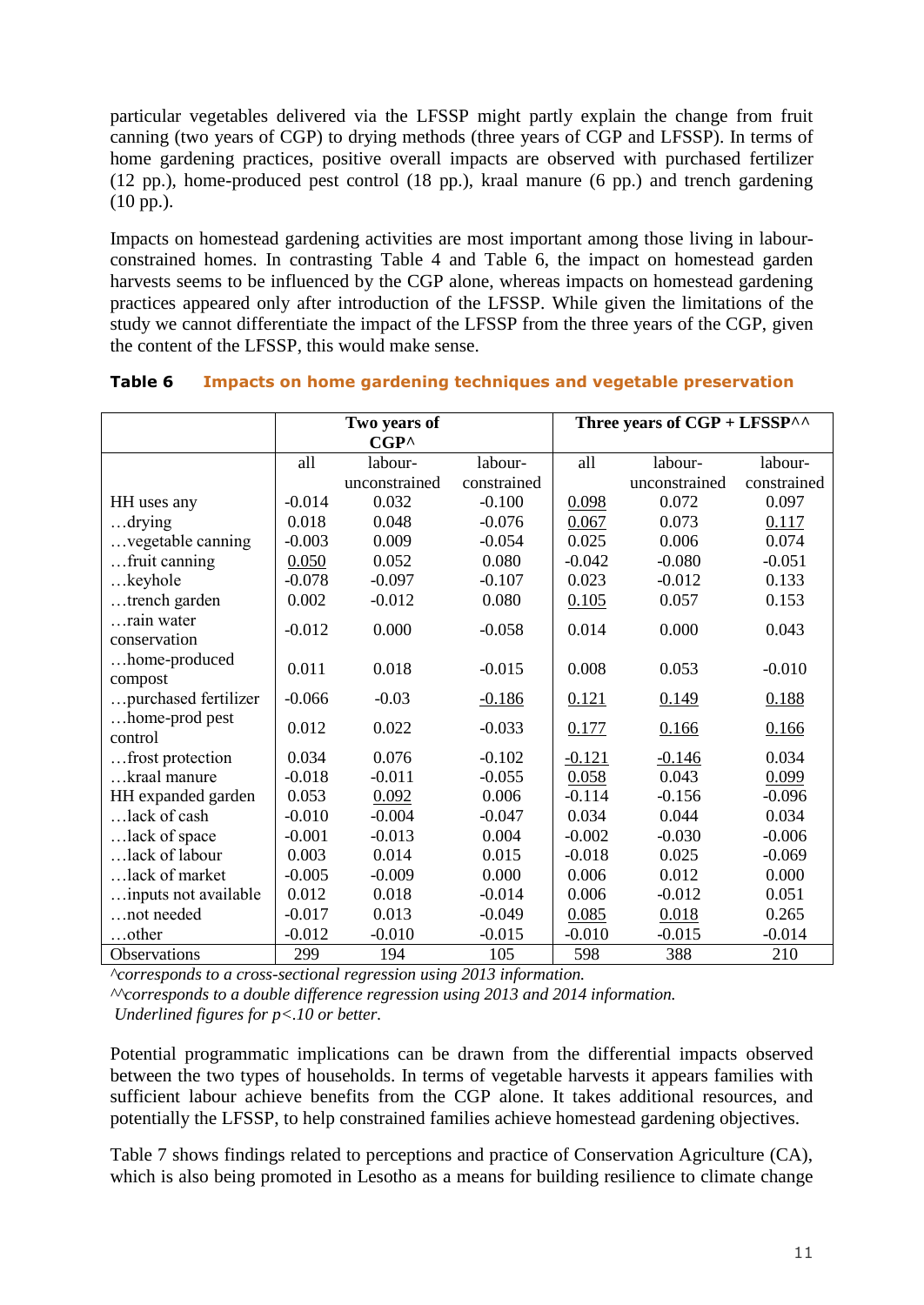particular vegetables delivered via the LFSSP might partly explain the change from fruit canning (two years of CGP) to drying methods (three years of CGP and LFSSP). In terms of home gardening practices, positive overall impacts are observed with purchased fertilizer (12 pp.), home-produced pest control (18 pp.), kraal manure (6 pp.) and trench gardening (10 pp.).

Impacts on homestead gardening activities are most important among those living in labour-constrained homes. In contrasting Table 4 and Table 6, the impact on homestead garden harvests seems to be influenced by the CGP alone, whereas impacts on homestead gardening practices appeared only after introduction of the LFSSP. While given the limitations of the study we cannot differentiate the impact of the LFSSP from the three years of the CGP, given the content of the LFSSP, this would make sense.

**Table 6 Impacts on home gardening techniques and vegetable preservation**

| | Two years of CGP^ | | | Three years of CGP + LFSSP^^ | | |
|---|---|---|---|---|---|---|
| | all | labour-unconstrained | labour-constrained | all | labour-unconstrained | labour-constrained |
| HH uses any | -0.014 | 0.032 | -0.100 | <u>0.098</u> | 0.072 | 0.097 |
| …drying | 0.018 | 0.048 | -0.076 | <u>0.067</u> | 0.073 | <u>0.117</u> |
| …vegetable canning | -0.003 | 0.009 | -0.054 | 0.025 | 0.006 | 0.074 |
| …fruit canning | <u>0.050</u> | 0.052 | 0.080 | -0.042 | -0.080 | -0.051 |
| …keyhole | -0.078 | -0.097 | -0.107 | 0.023 | -0.012 | 0.133 |
| …trench garden | 0.002 | -0.012 | 0.080 | <u>0.105</u> | 0.057 | 0.153 |
| …rain water conservation | -0.012 | 0.000 | -0.058 | 0.014 | 0.000 | 0.043 |
| …home-produced compost | 0.011 | 0.018 | -0.015 | 0.008 | 0.053 | -0.010 |
| …purchased fertilizer | -0.066 | -0.03 | <u>-0.186</u> | <u>0.121</u> | <u>0.149</u> | <u>0.188</u> |
| …home-prod pest control | 0.012 | 0.022 | -0.033 | <u>0.177</u> | <u>0.166</u> | <u>0.166</u> |
| …frost protection | 0.034 | 0.076 | -0.102 | <u>-0.121</u> | <u>-0.146</u> | 0.034 |
| …kraal manure | -0.018 | -0.011 | -0.055 | <u>0.058</u> | 0.043 | <u>0.099</u> |
| HH expanded garden | 0.053 | <u>0.092</u> | 0.006 | -0.114 | -0.156 | -0.096 |
| …lack of cash | -0.010 | -0.004 | -0.047 | 0.034 | 0.044 | 0.034 |
| …lack of space | -0.001 | -0.013 | 0.004 | -0.002 | -0.030 | -0.006 |
| …lack of labour | 0.003 | 0.014 | 0.015 | -0.018 | 0.025 | -0.069 |
| …lack of market | -0.005 | -0.009 | 0.000 | 0.006 | 0.012 | 0.000 |
| …inputs not available | 0.012 | 0.018 | -0.014 | 0.006 | -0.012 | 0.051 |
| …not needed | -0.017 | 0.013 | -0.049 | <u>0.085</u> | <u>0.018</u> | 0.265 |
| …other | -0.012 | -0.010 | -0.015 | -0.010 | -0.015 | -0.014 |
| Observations | 299 | 194 | 105 | 598 | 388 | 210 |

*^corresponds to a cross-sectional regression using 2013 information.*
*^^corresponds to a double difference regression using 2013 and 2014 information.*
*Underlined figures for p<.10 or better.*

Potential programmatic implications can be drawn from the differential impacts observed between the two types of households. In terms of vegetable harvests it appears families with sufficient labour achieve benefits from the CGP alone. It takes additional resources, and potentially the LFSSP, to help constrained families achieve homestead gardening objectives.

Table 7 shows findings related to perceptions and practice of Conservation Agriculture (CA), which is also being promoted in Lesotho as a means for building resilience to climate change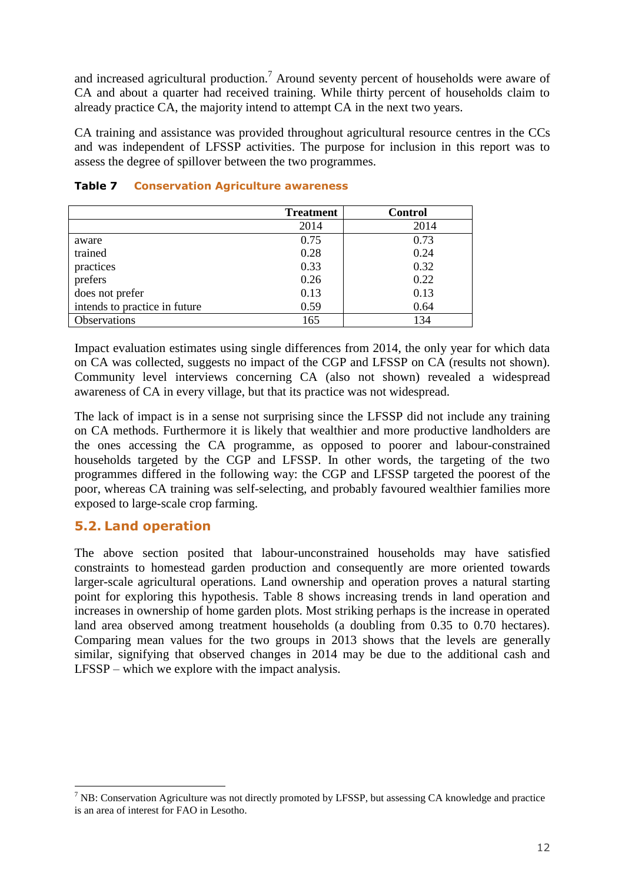and increased agricultural production.[7] Around seventy percent of households were aware of CA and about a quarter had received training. While thirty percent of households claim to already practice CA, the majority intend to attempt CA in the next two years.

CA training and assistance was provided throughout agricultural resource centres in the CCs and was independent of LFSSP activities. The purpose for inclusion in this report was to assess the degree of spillover between the two programmes.

**Table 7 Conservation Agriculture awareness**

| | Treatment | Control |
|---|---|---|
| | 2014 | 2014 |
| aware | 0.75 | 0.73 |
| trained | 0.28 | 0.24 |
| practices | 0.33 | 0.32 |
| prefers | 0.26 | 0.22 |
| does not prefer | 0.13 | 0.13 |
| intends to practice in future | 0.59 | 0.64 |
| Observations | 165 | 134 |

Impact evaluation estimates using single differences from 2014, the only year for which data on CA was collected, suggests no impact of the CGP and LFSSP on CA (results not shown). Community level interviews concerning CA (also not shown) revealed a widespread awareness of CA in every village, but that its practice was not widespread.

The lack of impact is in a sense not surprising since the LFSSP did not include any training on CA methods. Furthermore it is likely that wealthier and more productive landholders are the ones accessing the CA programme, as opposed to poorer and labour-constrained households targeted by the CGP and LFSSP. In other words, the targeting of the two programmes differed in the following way: the CGP and LFSSP targeted the poorest of the poor, whereas CA training was self-selecting, and probably favoured wealthier families more exposed to large-scale crop farming.

## 5.2. Land operation

The above section posited that labour-unconstrained households may have satisfied constraints to homestead garden production and consequently are more oriented towards larger-scale agricultural operations. Land ownership and operation proves a natural starting point for exploring this hypothesis. Table 8 shows increasing trends in land operation and increases in ownership of home garden plots. Most striking perhaps is the increase in operated land area observed among treatment households (a doubling from 0.35 to 0.70 hectares). Comparing mean values for the two groups in 2013 shows that the levels are generally similar, signifying that observed changes in 2014 may be due to the additional cash and LFSSP – which we explore with the impact analysis.

[7] NB: Conservation Agriculture was not directly promoted by LFSSP, but assessing CA knowledge and practice is an area of interest for FAO in Lesotho.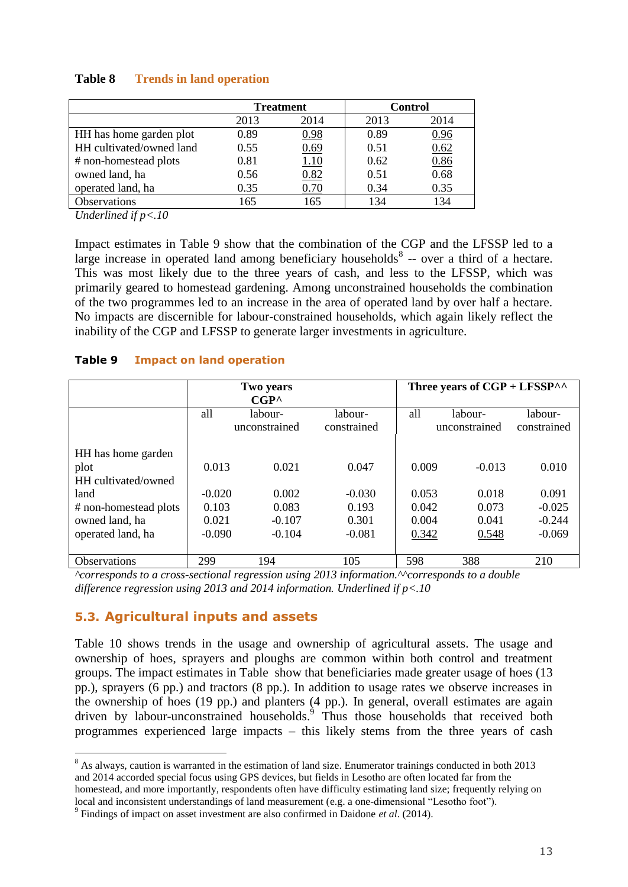**Table 8 Trends in land operation**

| | Treatment | | Control | |
|---|---|---|---|---|
| | 2013 | 2014 | 2013 | 2014 |
| HH has home garden plot | 0.89 | <u>0.98</u> | 0.89 | <u>0.96</u> |
| HH cultivated/owned land | 0.55 | <u>0.69</u> | 0.51 | <u>0.62</u> |
| # non-homestead plots | 0.81 | <u>1.10</u> | 0.62 | <u>0.86</u> |
| owned land, ha | 0.56 | <u>0.82</u> | 0.51 | 0.68 |
| operated land, ha | 0.35 | <u>0.70</u> | 0.34 | 0.35 |
| Observations | 165 | 165 | 134 | 134 |

*Underlined if p<.10*

Impact estimates in Table 9 show that the combination of the CGP and the LFSSP led to a large increase in operated land among beneficiary households[8] -- over a third of a hectare. This was most likely due to the three years of cash, and less to the LFSSP, which was primarily geared to homestead gardening. Among unconstrained households the combination of the two programmes led to an increase in the area of operated land by over half a hectare. No impacts are discernible for labour-constrained households, which again likely reflect the inability of the CGP and LFSSP to generate larger investments in agriculture.

**Table 9 Impact on land operation**

| | Two years CGP^ | | | Three years of CGP + LFSSP^^ | | |
|---|---|---|---|---|---|---|
| | all | labour-unconstrained | labour-constrained | all | labour-unconstrained | labour-constrained |
| HH has home garden plot | 0.013 | 0.021 | 0.047 | 0.009 | -0.013 | 0.010 |
| HH cultivated/owned land | -0.020 | 0.002 | -0.030 | 0.053 | 0.018 | 0.091 |
| # non-homestead plots | 0.103 | 0.083 | 0.193 | 0.042 | 0.073 | -0.025 |
| owned land, ha | 0.021 | -0.107 | 0.301 | 0.004 | 0.041 | -0.244 |
| operated land, ha | -0.090 | -0.104 | -0.081 | <u>0.342</u> | <u>0.548</u> | -0.069 |
| Observations | 299 | 194 | 105 | 598 | 388 | 210 |

*^corresponds to a cross-sectional regression using 2013 information.^^corresponds to a double difference regression using 2013 and 2014 information. Underlined if p<.10*

## 5.3. Agricultural inputs and assets

Table 10 shows trends in the usage and ownership of agricultural assets. The usage and ownership of hoes, sprayers and ploughs are common within both control and treatment groups. The impact estimates in Table show that beneficiaries made greater usage of hoes (13 pp.), sprayers (6 pp.) and tractors (8 pp.). In addition to usage rates we observe increases in the ownership of hoes (19 pp.) and planters (4 pp.). In general, overall estimates are again driven by labour-unconstrained households.[9] Thus those households that received both programmes experienced large impacts – this likely stems from the three years of cash

---

[8] As always, caution is warranted in the estimation of land size. Enumerator trainings conducted in both 2013 and 2014 accorded special focus using GPS devices, but fields in Lesotho are often located far from the homestead, and more importantly, respondents often have difficulty estimating land size; frequently relying on local and inconsistent understandings of land measurement (e.g. a one-dimensional "Lesotho foot").

[9] Findings of impact on asset investment are also confirmed in Daidone *et al*. (2014).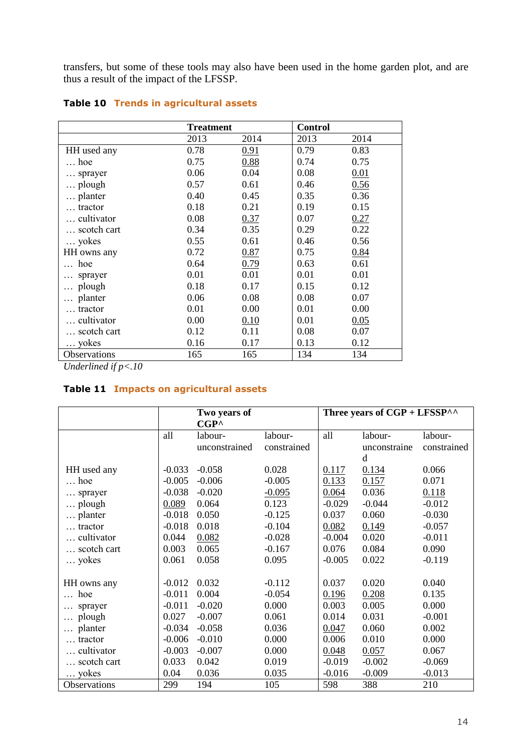transfers, but some of these tools may also have been used in the home garden plot, and are thus a result of the impact of the LFSSP.

**Table 10 Trends in agricultural assets**

| | Treatment | | Control | |
|---|---|---|---|---|
| | 2013 | 2014 | 2013 | 2014 |
| HH used any | 0.78 | <u>0.91</u> | 0.79 | 0.83 |
| … hoe | 0.75 | <u>0.88</u> | 0.74 | 0.75 |
| … sprayer | 0.06 | 0.04 | 0.08 | <u>0.01</u> |
| … plough | 0.57 | 0.61 | 0.46 | <u>0.56</u> |
| … planter | 0.40 | 0.45 | 0.35 | 0.36 |
| … tractor | 0.18 | 0.21 | 0.19 | 0.15 |
| … cultivator | 0.08 | <u>0.37</u> | 0.07 | <u>0.27</u> |
| … scotch cart | 0.34 | 0.35 | 0.29 | 0.22 |
| … yokes | 0.55 | 0.61 | 0.46 | 0.56 |
| HH owns any | 0.72 | <u>0.87</u> | 0.75 | <u>0.84</u> |
| … hoe | 0.64 | <u>0.79</u> | 0.63 | 0.61 |
| … sprayer | 0.01 | 0.01 | 0.01 | 0.01 |
| … plough | 0.18 | 0.17 | 0.15 | 0.12 |
| … planter | 0.06 | 0.08 | 0.08 | 0.07 |
| … tractor | 0.01 | 0.00 | 0.01 | 0.00 |
| … cultivator | 0.00 | <u>0.10</u> | 0.01 | <u>0.05</u> |
| … scotch cart | 0.12 | 0.11 | 0.08 | 0.07 |
| … yokes | 0.16 | 0.17 | 0.13 | 0.12 |
| Observations | 165 | 165 | 134 | 134 |

*Underlined if p<.10*

**Table 11 Impacts on agricultural assets**

| | Two years of CGP^ | | | Three years of CGP + LFSSP^^ | | |
|---|---|---|---|---|---|---|
| | all | labour-unconstrained | labour-constrained | all | labour-unconstrained | labour-constrained |
| HH used any | -0.033 | -0.058 | 0.028 | <u>0.117</u> | <u>0.134</u> | 0.066 |
| … hoe | -0.005 | -0.006 | -0.005 | <u>0.133</u> | <u>0.157</u> | 0.071 |
| … sprayer | -0.038 | -0.020 | <u>-0.095</u> | <u>0.064</u> | 0.036 | <u>0.118</u> |
| … plough | <u>0.089</u> | 0.064 | 0.123 | -0.029 | -0.044 | -0.012 |
| … planter | -0.018 | 0.050 | -0.125 | 0.037 | 0.060 | -0.030 |
| … tractor | -0.018 | 0.018 | -0.104 | <u>0.082</u> | <u>0.149</u> | -0.057 |
| … cultivator | 0.044 | <u>0.082</u> | -0.028 | -0.004 | 0.020 | -0.011 |
| … scotch cart | 0.003 | 0.065 | -0.167 | 0.076 | 0.084 | 0.090 |
| … yokes | 0.061 | 0.058 | 0.095 | -0.005 | 0.022 | -0.119 |
| HH owns any | -0.012 | 0.032 | -0.112 | 0.037 | 0.020 | 0.040 |
| … hoe | -0.011 | 0.004 | -0.054 | <u>0.196</u> | <u>0.208</u> | 0.135 |
| … sprayer | -0.011 | -0.020 | 0.000 | 0.003 | 0.005 | 0.000 |
| … plough | 0.027 | -0.007 | 0.061 | 0.014 | 0.031 | -0.001 |
| … planter | -0.034 | -0.058 | 0.036 | <u>0.047</u> | 0.060 | 0.002 |
| … tractor | -0.006 | -0.010 | 0.000 | 0.006 | 0.010 | 0.000 |
| … cultivator | -0.003 | -0.007 | 0.000 | <u>0.048</u> | <u>0.057</u> | 0.067 |
| … scotch cart | 0.033 | 0.042 | 0.019 | -0.019 | -0.002 | -0.069 |
| … yokes | 0.04 | 0.036 | 0.035 | -0.016 | -0.009 | -0.013 |
| Observations | 299 | 194 | 105 | 598 | 388 | 210 |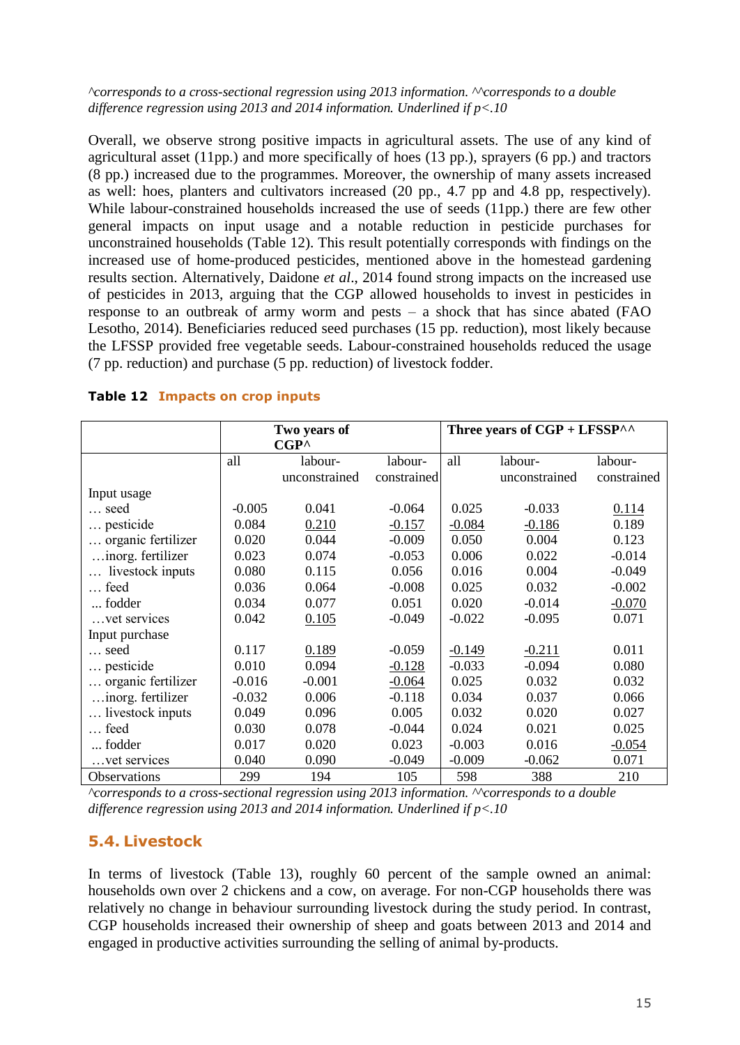*^corresponds to a cross-sectional regression using 2013 information. ^^corresponds to a double difference regression using 2013 and 2014 information. Underlined if p<.10*

Overall, we observe strong positive impacts in agricultural assets. The use of any kind of agricultural asset (11pp.) and more specifically of hoes (13 pp.), sprayers (6 pp.) and tractors (8 pp.) increased due to the programmes. Moreover, the ownership of many assets increased as well: hoes, planters and cultivators increased (20 pp., 4.7 pp and 4.8 pp, respectively). While labour-constrained households increased the use of seeds (11pp.) there are few other general impacts on input usage and a notable reduction in pesticide purchases for unconstrained households (Table 12). This result potentially corresponds with findings on the increased use of home-produced pesticides, mentioned above in the homestead gardening results section. Alternatively, Daidone *et al*., 2014 found strong impacts on the increased use of pesticides in 2013, arguing that the CGP allowed households to invest in pesticides in response to an outbreak of army worm and pests – a shock that has since abated (FAO Lesotho, 2014). Beneficiaries reduced seed purchases (15 pp. reduction), most likely because the LFSSP provided free vegetable seeds. Labour-constrained households reduced the usage (7 pp. reduction) and purchase (5 pp. reduction) of livestock fodder.

**Table 12 Impacts on crop inputs**

| | Two years of CGP^ | | | Three years of CGP + LFSSP^^ | | |
|---|---|---|---|---|---|---|
| | all | labour-unconstrained | labour-constrained | all | labour-unconstrained | labour-constrained |
| Input usage | | | | | | |
| … seed | -0.005 | 0.041 | -0.064 | 0.025 | -0.033 | <u>0.114</u> |
| … pesticide | 0.084 | <u>0.210</u> | <u>-0.157</u> | <u>-0.084</u> | <u>-0.186</u> | 0.189 |
| … organic fertilizer | 0.020 | 0.044 | -0.009 | 0.050 | 0.004 | 0.123 |
| …inorg. fertilizer | 0.023 | 0.074 | -0.053 | 0.006 | 0.022 | -0.014 |
| … livestock inputs | 0.080 | 0.115 | 0.056 | 0.016 | 0.004 | -0.049 |
| … feed | 0.036 | 0.064 | -0.008 | 0.025 | 0.032 | -0.002 |
| ... fodder | 0.034 | 0.077 | 0.051 | 0.020 | -0.014 | <u>-0.070</u> |
| …vet services | 0.042 | <u>0.105</u> | -0.049 | -0.022 | -0.095 | 0.071 |
| Input purchase | | | | | | |
| … seed | 0.117 | <u>0.189</u> | -0.059 | <u>-0.149</u> | <u>-0.211</u> | 0.011 |
| … pesticide | 0.010 | 0.094 | <u>-0.128</u> | -0.033 | -0.094 | 0.080 |
| … organic fertilizer | -0.016 | -0.001 | <u>-0.064</u> | 0.025 | 0.032 | 0.032 |
| …inorg. fertilizer | -0.032 | 0.006 | -0.118 | 0.034 | 0.037 | 0.066 |
| … livestock inputs | 0.049 | 0.096 | 0.005 | 0.032 | 0.020 | 0.027 |
| … feed | 0.030 | 0.078 | -0.044 | 0.024 | 0.021 | 0.025 |
| ... fodder | 0.017 | 0.020 | 0.023 | -0.003 | 0.016 | <u>-0.054</u> |
| …vet services | 0.040 | 0.090 | -0.049 | -0.009 | -0.062 | 0.071 |
| Observations | 299 | 194 | 105 | 598 | 388 | 210 |

*^corresponds to a cross-sectional regression using 2013 information. ^^corresponds to a double difference regression using 2013 and 2014 information. Underlined if p<.10*

## 5.4. Livestock

In terms of livestock (Table 13), roughly 60 percent of the sample owned an animal: households own over 2 chickens and a cow, on average. For non-CGP households there was relatively no change in behaviour surrounding livestock during the study period. In contrast, CGP households increased their ownership of sheep and goats between 2013 and 2014 and engaged in productive activities surrounding the selling of animal by-products.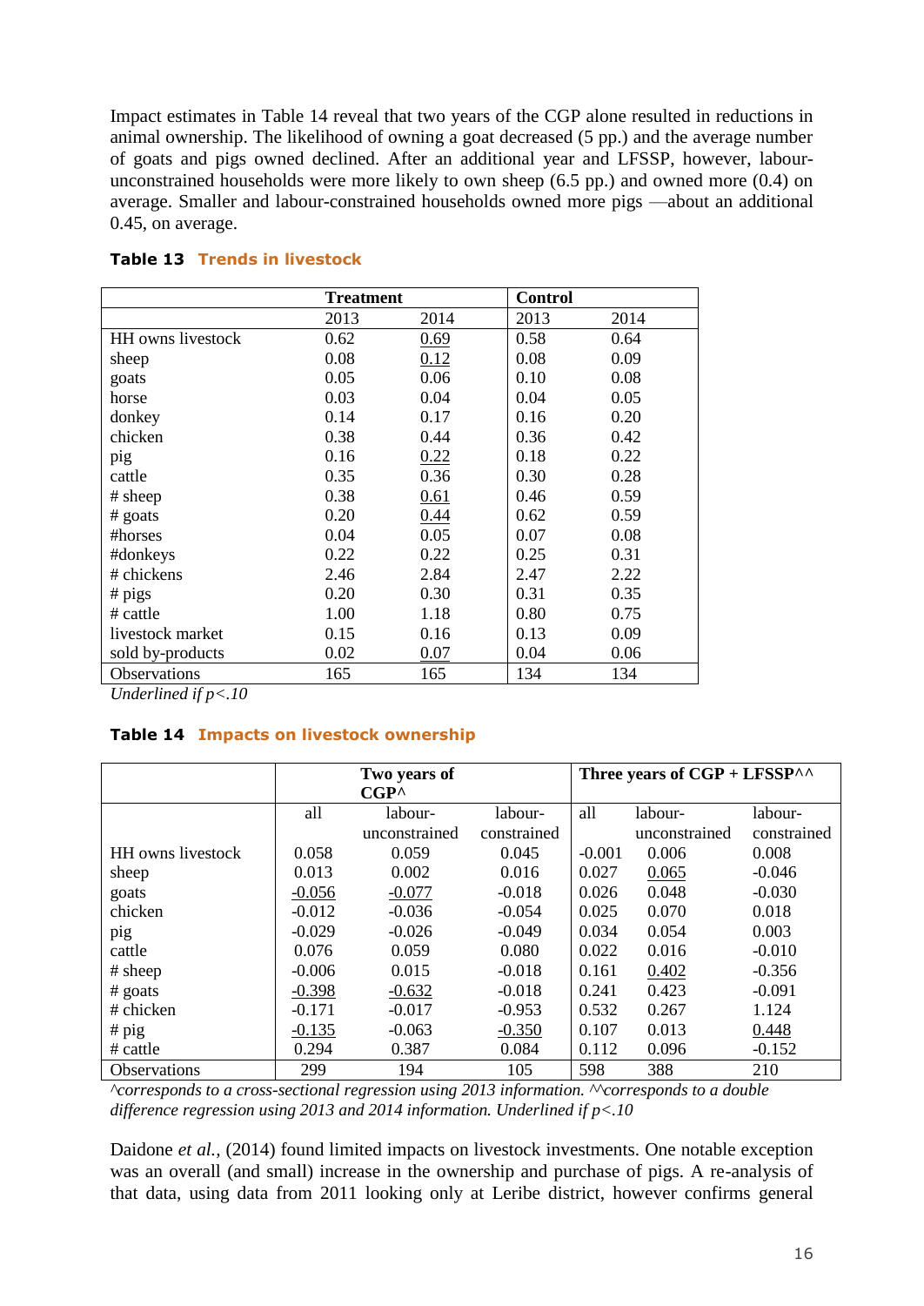Impact estimates in Table 14 reveal that two years of the CGP alone resulted in reductions in animal ownership. The likelihood of owning a goat decreased (5 pp.) and the average number of goats and pigs owned declined. After an additional year and LFSSP, however, labour-unconstrained households were more likely to own sheep (6.5 pp.) and owned more (0.4) on average. Smaller and labour-constrained households owned more pigs —about an additional 0.45, on average.

**Table 13 Trends in livestock**

| | Treatment | | Control | |
|---|---|---|---|---|
| | 2013 | 2014 | 2013 | 2014 |
| HH owns livestock | 0.62 | <u>0.69</u> | 0.58 | 0.64 |
| sheep | 0.08 | <u>0.12</u> | 0.08 | 0.09 |
| goats | 0.05 | 0.06 | 0.10 | 0.08 |
| horse | 0.03 | 0.04 | 0.04 | 0.05 |
| donkey | 0.14 | 0.17 | 0.16 | 0.20 |
| chicken | 0.38 | 0.44 | 0.36 | 0.42 |
| pig | 0.16 | <u>0.22</u> | 0.18 | 0.22 |
| cattle | 0.35 | 0.36 | 0.30 | 0.28 |
| # sheep | 0.38 | <u>0.61</u> | 0.46 | 0.59 |
| # goats | 0.20 | <u>0.44</u> | 0.62 | 0.59 |
| #horses | 0.04 | 0.05 | 0.07 | 0.08 |
| #donkeys | 0.22 | 0.22 | 0.25 | 0.31 |
| # chickens | 2.46 | 2.84 | 2.47 | 2.22 |
| # pigs | 0.20 | 0.30 | 0.31 | 0.35 |
| # cattle | 1.00 | 1.18 | 0.80 | 0.75 |
| livestock market | 0.15 | 0.16 | 0.13 | 0.09 |
| sold by-products | 0.02 | <u>0.07</u> | 0.04 | 0.06 |
| Observations | 165 | 165 | 134 | 134 |

*Underlined if p<.10*

**Table 14 Impacts on livestock ownership**

| | Two years of CGP^ | | | Three years of CGP + LFSSP^^ | | |
|---|---|---|---|---|---|---|
| | all | labour-unconstrained | labour-constrained | all | labour-unconstrained | labour-constrained |
| HH owns livestock | 0.058 | 0.059 | 0.045 | -0.001 | 0.006 | 0.008 |
| sheep | 0.013 | 0.002 | 0.016 | 0.027 | <u>0.065</u> | -0.046 |
| goats | <u>-0.056</u> | <u>-0.077</u> | -0.018 | 0.026 | 0.048 | -0.030 |
| chicken | -0.012 | -0.036 | -0.054 | 0.025 | 0.070 | 0.018 |
| pig | -0.029 | -0.026 | -0.049 | 0.034 | 0.054 | 0.003 |
| cattle | 0.076 | 0.059 | 0.080 | 0.022 | 0.016 | -0.010 |
| # sheep | -0.006 | 0.015 | -0.018 | 0.161 | <u>0.402</u> | -0.356 |
| # goats | <u>-0.398</u> | <u>-0.632</u> | -0.018 | 0.241 | 0.423 | -0.091 |
| # chicken | -0.171 | -0.017 | -0.953 | 0.532 | 0.267 | 1.124 |
| # pig | <u>-0.135</u> | -0.063 | <u>-0.350</u> | 0.107 | 0.013 | <u>0.448</u> |
| # cattle | 0.294 | 0.387 | 0.084 | 0.112 | 0.096 | -0.152 |
| Observations | 299 | 194 | 105 | 598 | 388 | 210 |

*^corresponds to a cross-sectional regression using 2013 information. ^^corresponds to a double difference regression using 2013 and 2014 information. Underlined if p<.10*

Daidone *et al.*, (2014) found limited impacts on livestock investments. One notable exception was an overall (and small) increase in the ownership and purchase of pigs. A re-analysis of that data, using data from 2011 looking only at Leribe district, however confirms general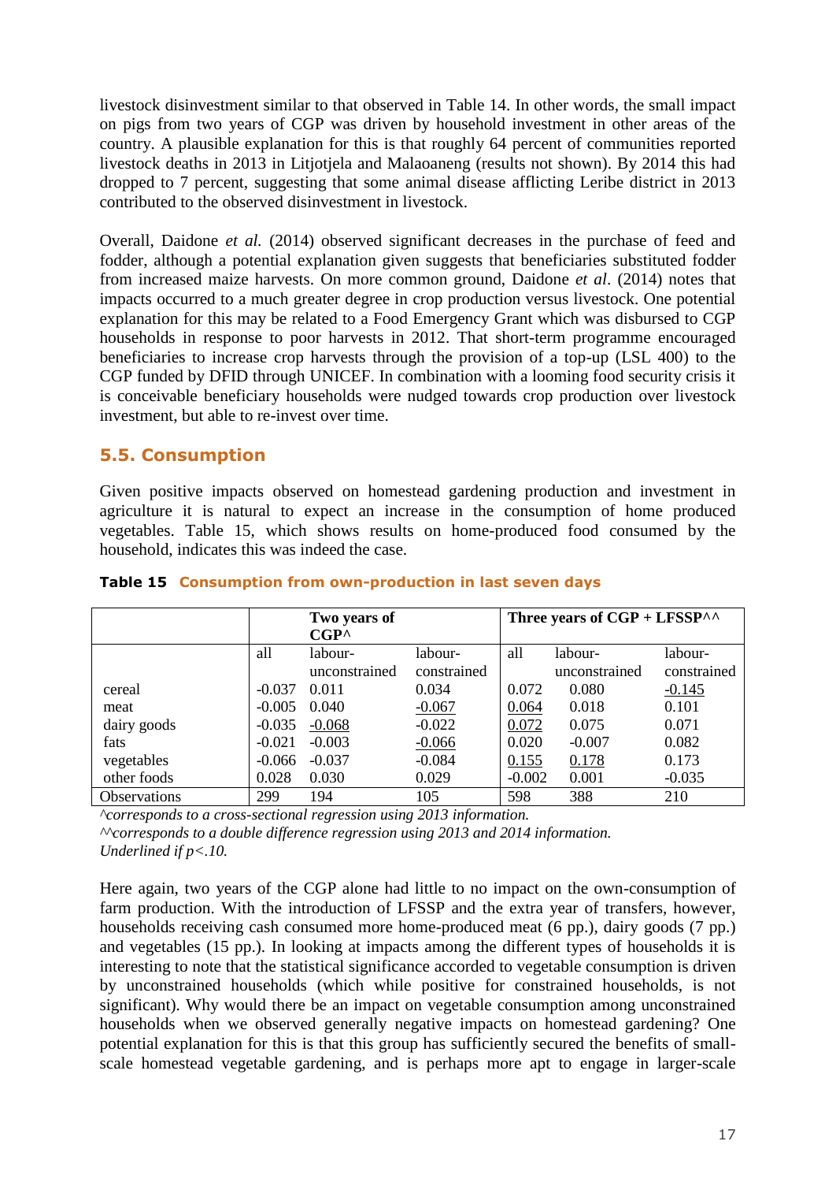livestock disinvestment similar to that observed in Table 14. In other words, the small impact on pigs from two years of CGP was driven by household investment in other areas of the country. A plausible explanation for this is that roughly 64 percent of communities reported livestock deaths in 2013 in Litjotjela and Malaoaneng (results not shown). By 2014 this had dropped to 7 percent, suggesting that some animal disease afflicting Leribe district in 2013 contributed to the observed disinvestment in livestock.

Overall, Daidone *et al.* (2014) observed significant decreases in the purchase of feed and fodder, although a potential explanation given suggests that beneficiaries substituted fodder from increased maize harvests. On more common ground, Daidone *et al*. (2014) notes that impacts occurred to a much greater degree in crop production versus livestock. One potential explanation for this may be related to a Food Emergency Grant which was disbursed to CGP households in response to poor harvests in 2012. That short-term programme encouraged beneficiaries to increase crop harvests through the provision of a top-up (LSL 400) to the CGP funded by DFID through UNICEF. In combination with a looming food security crisis it is conceivable beneficiary households were nudged towards crop production over livestock investment, but able to re-invest over time.

## 5.5. Consumption

Given positive impacts observed on homestead gardening production and investment in agriculture it is natural to expect an increase in the consumption of home produced vegetables. Table 15, which shows results on home-produced food consumed by the household, indicates this was indeed the case.

**Table 15 Consumption from own-production in last seven days**

| | Two years of CGP^ | | | Three years of CGP + LFSSP^^ | | |
|---|---|---|---|---|---|---|
| | all | labour-unconstrained | labour-constrained | all | labour-unconstrained | labour-constrained |
| cereal | -0.037 | 0.011 | 0.034 | 0.072 | 0.080 | <u>-0.145</u> |
| meat | -0.005 | 0.040 | <u>-0.067</u> | <u>0.064</u> | 0.018 | 0.101 |
| dairy goods | -0.035 | <u>-0.068</u> | -0.022 | <u>0.072</u> | 0.075 | 0.071 |
| fats | -0.021 | -0.003 | <u>-0.066</u> | 0.020 | -0.007 | 0.082 |
| vegetables | -0.066 | -0.037 | -0.084 | <u>0.155</u> | <u>0.178</u> | 0.173 |
| other foods | 0.028 | 0.030 | 0.029 | -0.002 | 0.001 | -0.035 |
| Observations | 299 | 194 | 105 | 598 | 388 | 210 |

*^corresponds to a cross-sectional regression using 2013 information.*
*^^corresponds to a double difference regression using 2013 and 2014 information.*
*Underlined if p<.10.*

Here again, two years of the CGP alone had little to no impact on the own-consumption of farm production. With the introduction of LFSSP and the extra year of transfers, however, households receiving cash consumed more home-produced meat (6 pp.), dairy goods (7 pp.) and vegetables (15 pp.). In looking at impacts among the different types of households it is interesting to note that the statistical significance accorded to vegetable consumption is driven by unconstrained households (which while positive for constrained households, is not significant). Why would there be an impact on vegetable consumption among unconstrained households when we observed generally negative impacts on homestead gardening? One potential explanation for this is that this group has sufficiently secured the benefits of small-scale homestead vegetable gardening, and is perhaps more apt to engage in larger-scale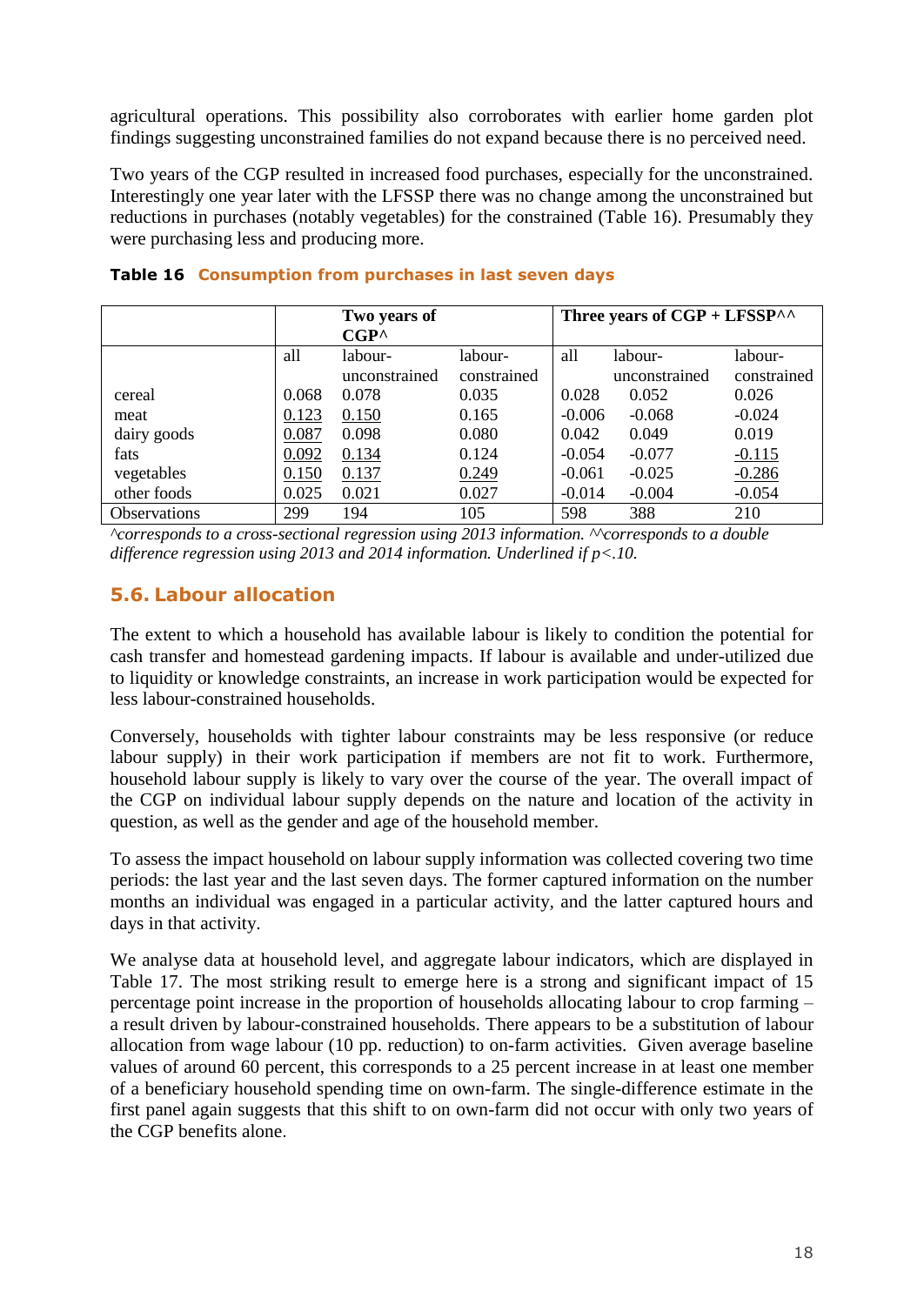agricultural operations. This possibility also corroborates with earlier home garden plot findings suggesting unconstrained families do not expand because there is no perceived need.

Two years of the CGP resulted in increased food purchases, especially for the unconstrained. Interestingly one year later with the LFSSP there was no change among the unconstrained but reductions in purchases (notably vegetables) for the constrained (Table 16). Presumably they were purchasing less and producing more.

**Table 16 Consumption from purchases in last seven days**

| | Two years of CGP^ | | | Three years of CGP + LFSSP^^ | | |
|---|---|---|---|---|---|---|
| | all | labour-unconstrained | labour-constrained | all | labour-unconstrained | labour-constrained |
| cereal | 0.068 | 0.078 | 0.035 | 0.028 | 0.052 | 0.026 |
| meat | <u>0.123</u> | <u>0.150</u> | 0.165 | -0.006 | -0.068 | -0.024 |
| dairy goods | <u>0.087</u> | 0.098 | 0.080 | 0.042 | 0.049 | 0.019 |
| fats | <u>0.092</u> | <u>0.134</u> | 0.124 | -0.054 | -0.077 | <u>-0.115</u> |
| vegetables | <u>0.150</u> | <u>0.137</u> | <u>0.249</u> | -0.061 | -0.025 | <u>-0.286</u> |
| other foods | 0.025 | 0.021 | 0.027 | -0.014 | -0.004 | -0.054 |
| Observations | 299 | 194 | 105 | 598 | 388 | 210 |

*^corresponds to a cross-sectional regression using 2013 information. ^^corresponds to a double difference regression using 2013 and 2014 information. Underlined if p<.10.*

## 5.6. Labour allocation

The extent to which a household has available labour is likely to condition the potential for cash transfer and homestead gardening impacts. If labour is available and under-utilized due to liquidity or knowledge constraints, an increase in work participation would be expected for less labour-constrained households.

Conversely, households with tighter labour constraints may be less responsive (or reduce labour supply) in their work participation if members are not fit to work. Furthermore, household labour supply is likely to vary over the course of the year. The overall impact of the CGP on individual labour supply depends on the nature and location of the activity in question, as well as the gender and age of the household member.

To assess the impact household on labour supply information was collected covering two time periods: the last year and the last seven days. The former captured information on the number months an individual was engaged in a particular activity, and the latter captured hours and days in that activity.

We analyse data at household level, and aggregate labour indicators, which are displayed in Table 17. The most striking result to emerge here is a strong and significant impact of 15 percentage point increase in the proportion of households allocating labour to crop farming – a result driven by labour-constrained households. There appears to be a substitution of labour allocation from wage labour (10 pp. reduction) to on-farm activities. Given average baseline values of around 60 percent, this corresponds to a 25 percent increase in at least one member of a beneficiary household spending time on own-farm. The single-difference estimate in the first panel again suggests that this shift to on own-farm did not occur with only two years of the CGP benefits alone.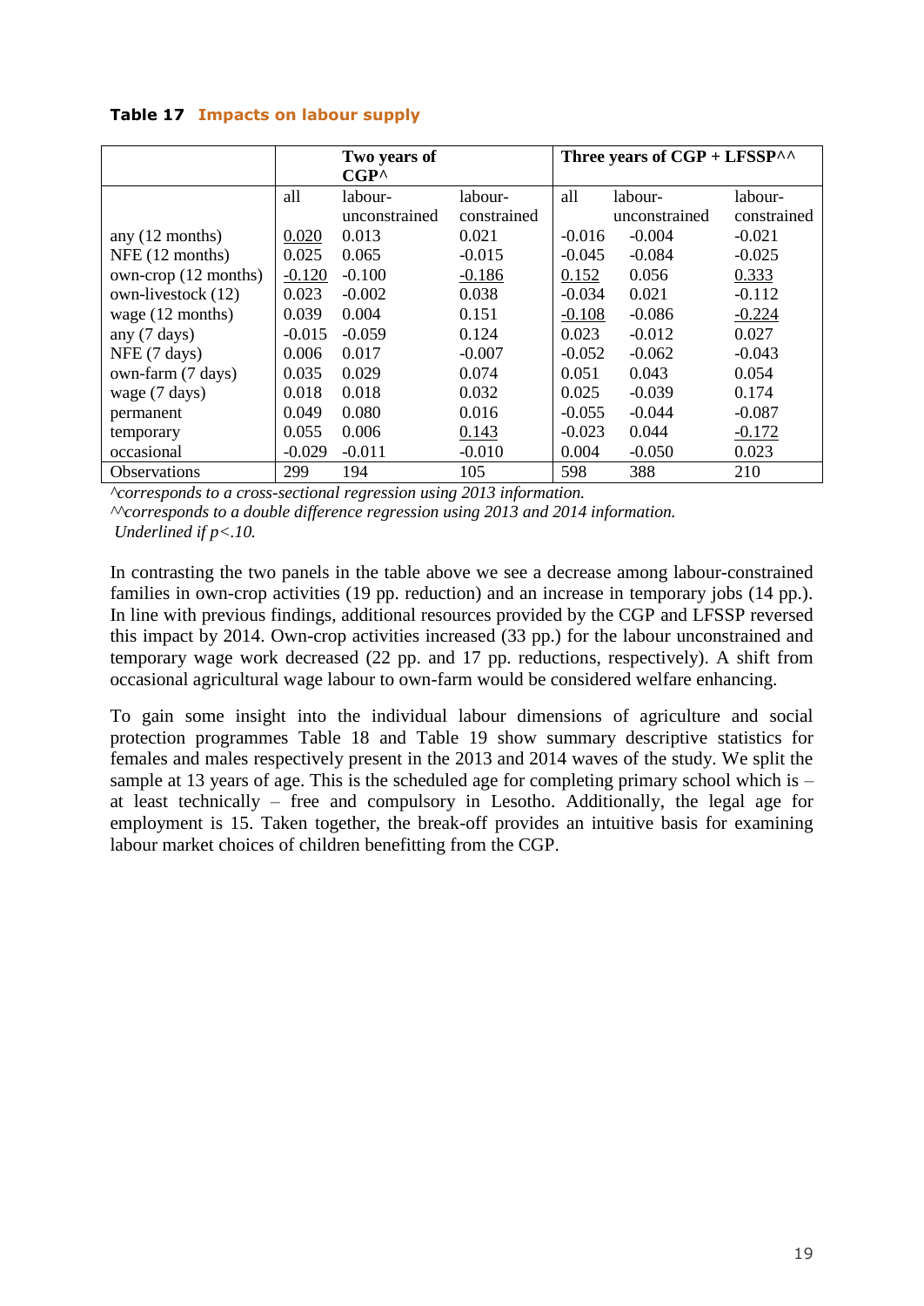**Table 17** **Impacts on labour supply**

| | Two years of CGP^ | | | Three years of CGP + LFSSP^^ | | |
|---|---|---|---|---|---|---|
| | all | labour-unconstrained | labour-constrained | all | labour-unconstrained | labour-constrained |
| any (12 months) | <u>0.020</u> | 0.013 | 0.021 | -0.016 | -0.004 | -0.021 |
| NFE (12 months) | 0.025 | 0.065 | -0.015 | -0.045 | -0.084 | -0.025 |
| own-crop (12 months) | <u>-0.120</u> | -0.100 | <u>-0.186</u> | <u>0.152</u> | 0.056 | <u>0.333</u> |
| own-livestock (12) | 0.023 | -0.002 | 0.038 | -0.034 | 0.021 | -0.112 |
| wage (12 months) | 0.039 | 0.004 | 0.151 | <u>-0.108</u> | -0.086 | <u>-0.224</u> |
| any (7 days) | -0.015 | -0.059 | 0.124 | 0.023 | -0.012 | 0.027 |
| NFE (7 days) | 0.006 | 0.017 | -0.007 | -0.052 | -0.062 | -0.043 |
| own-farm (7 days) | 0.035 | 0.029 | 0.074 | 0.051 | 0.043 | 0.054 |
| wage (7 days) | 0.018 | 0.018 | 0.032 | 0.025 | -0.039 | 0.174 |
| permanent | 0.049 | 0.080 | 0.016 | -0.055 | -0.044 | -0.087 |
| temporary | 0.055 | 0.006 | <u>0.143</u> | -0.023 | 0.044 | <u>-0.172</u> |
| occasional | -0.029 | -0.011 | -0.010 | 0.004 | -0.050 | 0.023 |
| Observations | 299 | 194 | 105 | 598 | 388 | 210 |

*^corresponds to a cross-sectional regression using 2013 information.*
*^^corresponds to a double difference regression using 2013 and 2014 information.*
*Underlined if p<.10.*

In contrasting the two panels in the table above we see a decrease among labour-constrained families in own-crop activities (19 pp. reduction) and an increase in temporary jobs (14 pp.). In line with previous findings, additional resources provided by the CGP and LFSSP reversed this impact by 2014. Own-crop activities increased (33 pp.) for the labour unconstrained and temporary wage work decreased (22 pp. and 17 pp. reductions, respectively). A shift from occasional agricultural wage labour to own-farm would be considered welfare enhancing.

To gain some insight into the individual labour dimensions of agriculture and social protection programmes Table 18 and Table 19 show summary descriptive statistics for females and males respectively present in the 2013 and 2014 waves of the study. We split the sample at 13 years of age. This is the scheduled age for completing primary school which is – at least technically – free and compulsory in Lesotho. Additionally, the legal age for employment is 15. Taken together, the break-off provides an intuitive basis for examining labour market choices of children benefitting from the CGP.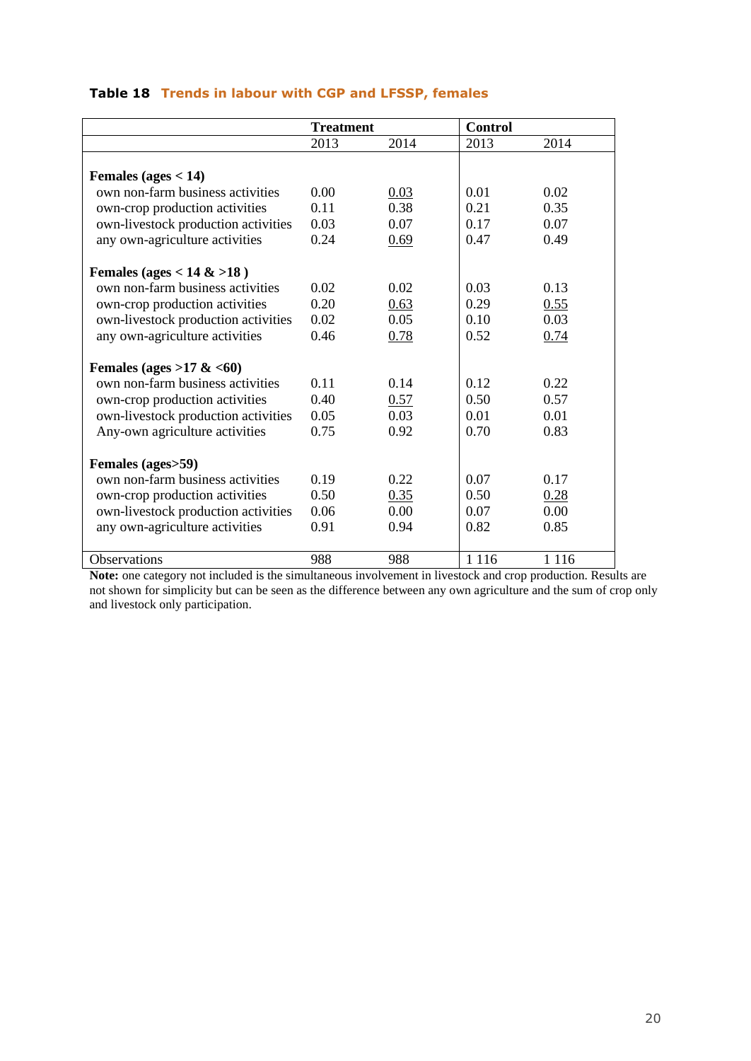**Table 18** Trends in labour with CGP and LFSSP, females

| | Treatment | | Control | |
|---|---|---|---|---|
| | 2013 | 2014 | 2013 | 2014 |
| **Females (ages < 14)** | | | | |
| own non-farm business activities | 0.00 | <u>0.03</u> | 0.01 | 0.02 |
| own-crop production activities | 0.11 | 0.38 | 0.21 | 0.35 |
| own-livestock production activities | 0.03 | 0.07 | 0.17 | 0.07 |
| any own-agriculture activities | 0.24 | <u>0.69</u> | 0.47 | 0.49 |
| **Females (ages < 14 & >18 )** | | | | |
| own non-farm business activities | 0.02 | 0.02 | 0.03 | 0.13 |
| own-crop production activities | 0.20 | <u>0.63</u> | 0.29 | <u>0.55</u> |
| own-livestock production activities | 0.02 | 0.05 | 0.10 | 0.03 |
| any own-agriculture activities | 0.46 | <u>0.78</u> | 0.52 | <u>0.74</u> |
| **Females (ages >17 & <60)** | | | | |
| own non-farm business activities | 0.11 | 0.14 | 0.12 | 0.22 |
| own-crop production activities | 0.40 | <u>0.57</u> | 0.50 | 0.57 |
| own-livestock production activities | 0.05 | 0.03 | 0.01 | 0.01 |
| Any-own agriculture activities | 0.75 | 0.92 | 0.70 | 0.83 |
| **Females (ages>59)** | | | | |
| own non-farm business activities | 0.19 | 0.22 | 0.07 | 0.17 |
| own-crop production activities | 0.50 | <u>0.35</u> | 0.50 | <u>0.28</u> |
| own-livestock production activities | 0.06 | 0.00 | 0.07 | 0.00 |
| any own-agriculture activities | 0.91 | 0.94 | 0.82 | 0.85 |
| Observations | 988 | 988 | 1 116 | 1 116 |

**Note:** one category not included is the simultaneous involvement in livestock and crop production. Results are not shown for simplicity but can be seen as the difference between any own agriculture and the sum of crop only and livestock only participation.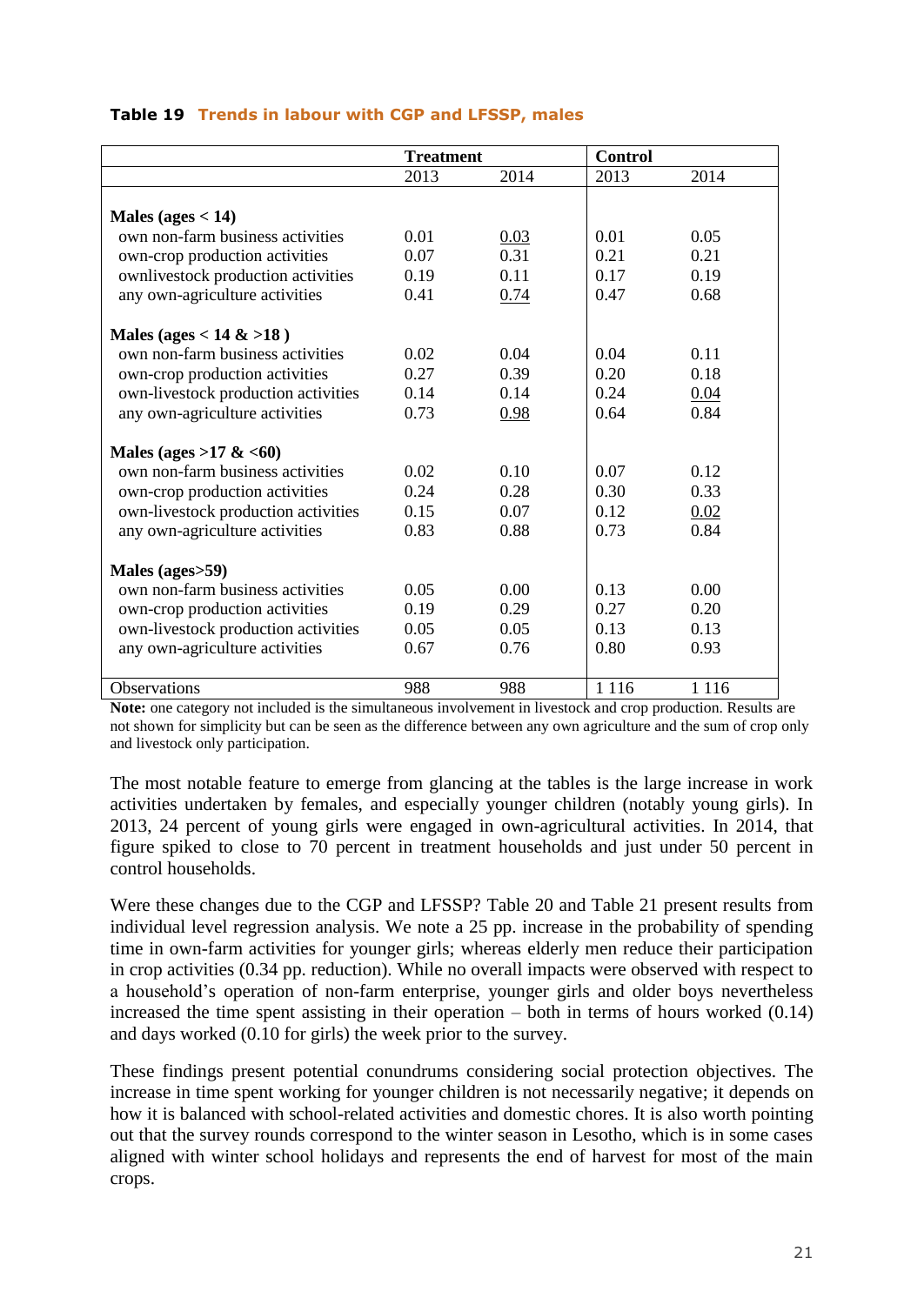**Table 19 Trends in labour with CGP and LFSSP, males**

| | Treatment | | Control | |
|---|---|---|---|---|
| | 2013 | 2014 | 2013 | 2014 |
| **Males (ages < 14)** | | | | |
| own non-farm business activities | 0.01 | 0.03 | 0.01 | 0.05 |
| own-crop production activities | 0.07 | 0.31 | 0.21 | 0.21 |
| ownlivestock production activities | 0.19 | 0.11 | 0.17 | 0.19 |
| any own-agriculture activities | 0.41 | 0.74 | 0.47 | 0.68 |
| **Males (ages < 14 & >18 )** | | | | |
| own non-farm business activities | 0.02 | 0.04 | 0.04 | 0.11 |
| own-crop production activities | 0.27 | 0.39 | 0.20 | 0.18 |
| own-livestock production activities | 0.14 | 0.14 | 0.24 | 0.04 |
| any own-agriculture activities | 0.73 | 0.98 | 0.64 | 0.84 |
| **Males (ages >17 & <60)** | | | | |
| own non-farm business activities | 0.02 | 0.10 | 0.07 | 0.12 |
| own-crop production activities | 0.24 | 0.28 | 0.30 | 0.33 |
| own-livestock production activities | 0.15 | 0.07 | 0.12 | 0.02 |
| any own-agriculture activities | 0.83 | 0.88 | 0.73 | 0.84 |
| **Males (ages>59)** | | | | |
| own non-farm business activities | 0.05 | 0.00 | 0.13 | 0.00 |
| own-crop production activities | 0.19 | 0.29 | 0.27 | 0.20 |
| own-livestock production activities | 0.05 | 0.05 | 0.13 | 0.13 |
| any own-agriculture activities | 0.67 | 0.76 | 0.80 | 0.93 |
| Observations | 988 | 988 | 1 116 | 1 116 |

**Note:** one category not included is the simultaneous involvement in livestock and crop production. Results are not shown for simplicity but can be seen as the difference between any own agriculture and the sum of crop only and livestock only participation.

The most notable feature to emerge from glancing at the tables is the large increase in work activities undertaken by females, and especially younger children (notably young girls). In 2013, 24 percent of young girls were engaged in own-agricultural activities. In 2014, that figure spiked to close to 70 percent in treatment households and just under 50 percent in control households.

Were these changes due to the CGP and LFSSP? Table 20 and Table 21 present results from individual level regression analysis. We note a 25 pp. increase in the probability of spending time in own-farm activities for younger girls; whereas elderly men reduce their participation in crop activities (0.34 pp. reduction). While no overall impacts were observed with respect to a household's operation of non-farm enterprise, younger girls and older boys nevertheless increased the time spent assisting in their operation – both in terms of hours worked (0.14) and days worked (0.10 for girls) the week prior to the survey.

These findings present potential conundrums considering social protection objectives. The increase in time spent working for younger children is not necessarily negative; it depends on how it is balanced with school-related activities and domestic chores. It is also worth pointing out that the survey rounds correspond to the winter season in Lesotho, which is in some cases aligned with winter school holidays and represents the end of harvest for most of the main crops.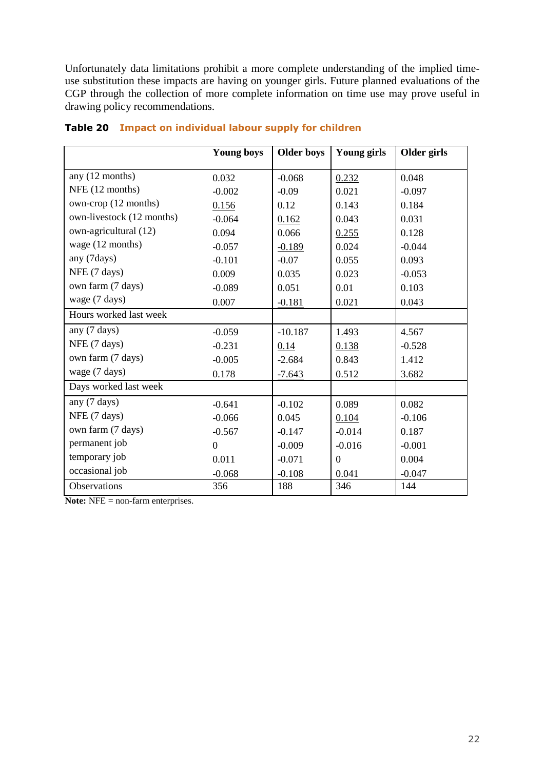Unfortunately data limitations prohibit a more complete understanding of the implied time-use substitution these impacts are having on younger girls. Future planned evaluations of the CGP through the collection of more complete information on time use may prove useful in drawing policy recommendations.

**Table 20 Impact on individual labour supply for children**

| | Young boys | Older boys | Young girls | Older girls |
|---|---|---|---|---|
| any (12 months) | 0.032 | -0.068 | <u>0.232</u> | 0.048 |
| NFE (12 months) | -0.002 | -0.09 | 0.021 | -0.097 |
| own-crop (12 months) | <u>0.156</u> | 0.12 | 0.143 | 0.184 |
| own-livestock (12 months) | -0.064 | <u>0.162</u> | 0.043 | 0.031 |
| own-agricultural (12) | 0.094 | 0.066 | <u>0.255</u> | 0.128 |
| wage (12 months) | -0.057 | <u>-0.189</u> | 0.024 | -0.044 |
| any (7days) | -0.101 | -0.07 | 0.055 | 0.093 |
| NFE (7 days) | 0.009 | 0.035 | 0.023 | -0.053 |
| own farm (7 days) | -0.089 | 0.051 | 0.01 | 0.103 |
| wage (7 days) | 0.007 | <u>-0.181</u> | 0.021 | 0.043 |
| Hours worked last week | | | | |
| any (7 days) | -0.059 | -10.187 | <u>1.493</u> | 4.567 |
| NFE (7 days) | -0.231 | <u>0.14</u> | <u>0.138</u> | -0.528 |
| own farm (7 days) | -0.005 | -2.684 | 0.843 | 1.412 |
| wage (7 days) | 0.178 | <u>-7.643</u> | 0.512 | 3.682 |
| Days worked last week | | | | |
| any (7 days) | -0.641 | -0.102 | 0.089 | 0.082 |
| NFE (7 days) | -0.066 | 0.045 | <u>0.104</u> | -0.106 |
| own farm (7 days) | -0.567 | -0.147 | -0.014 | 0.187 |
| permanent job | 0 | -0.009 | -0.016 | -0.001 |
| temporary job | 0.011 | -0.071 | 0 | 0.004 |
| occasional job | -0.068 | -0.108 | 0.041 | -0.047 |
| Observations | 356 | 188 | 346 | 144 |

**Note:** NFE = non-farm enterprises.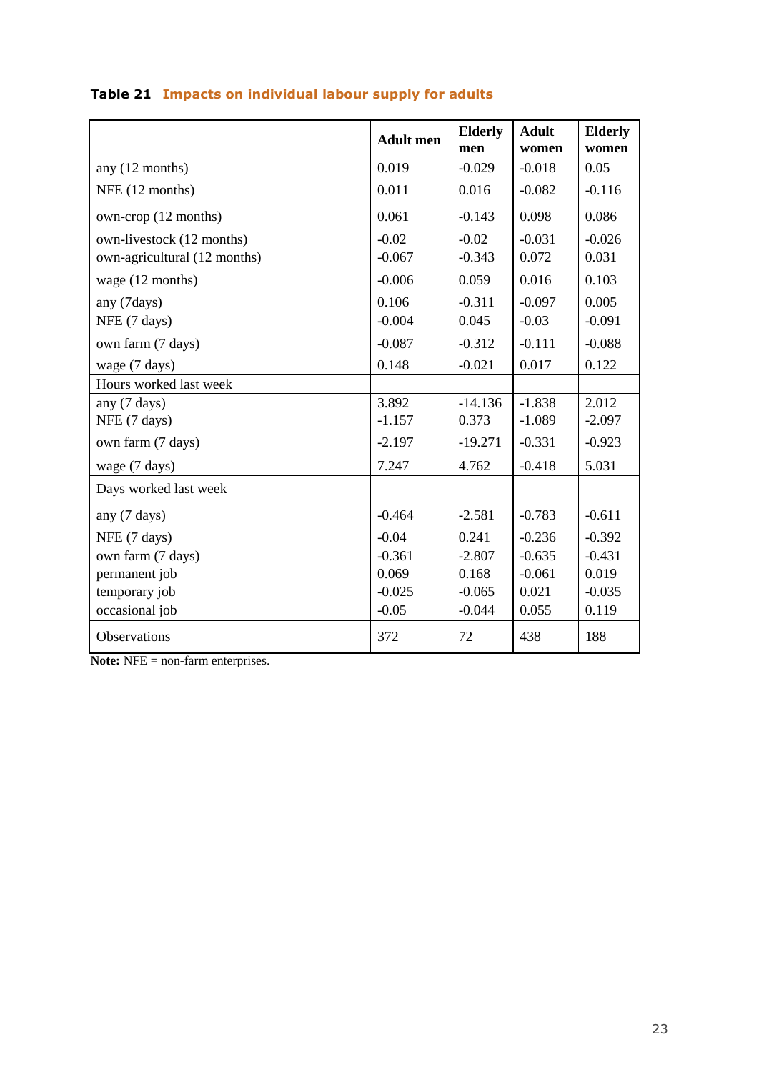**Table 21** Impacts on individual labour supply for adults

| | Adult men | Elderly men | Adult women | Elderly women |
|---|---|---|---|---|
| any (12 months) | 0.019 | -0.029 | -0.018 | 0.05 |
| NFE (12 months) | 0.011 | 0.016 | -0.082 | -0.116 |
| own-crop (12 months) | 0.061 | -0.143 | 0.098 | 0.086 |
| own-livestock (12 months) | -0.02 | -0.02 | -0.031 | -0.026 |
| own-agricultural (12 months) | -0.067 | <u>-0.343</u> | 0.072 | 0.031 |
| wage (12 months) | -0.006 | 0.059 | 0.016 | 0.103 |
| any (7days) | 0.106 | -0.311 | -0.097 | 0.005 |
| NFE (7 days) | -0.004 | 0.045 | -0.03 | -0.091 |
| own farm (7 days) | -0.087 | -0.312 | -0.111 | -0.088 |
| wage (7 days) | 0.148 | -0.021 | 0.017 | 0.122 |
| Hours worked last week | | | | |
| any (7 days) | 3.892 | -14.136 | -1.838 | 2.012 |
| NFE (7 days) | -1.157 | 0.373 | -1.089 | -2.097 |
| own farm (7 days) | -2.197 | -19.271 | -0.331 | -0.923 |
| wage (7 days) | <u>7.247</u> | 4.762 | -0.418 | 5.031 |
| Days worked last week | | | | |
| any (7 days) | -0.464 | -2.581 | -0.783 | -0.611 |
| NFE (7 days) | -0.04 | 0.241 | -0.236 | -0.392 |
| own farm (7 days) | -0.361 | <u>-2.807</u> | -0.635 | -0.431 |
| permanent job | 0.069 | 0.168 | -0.061 | 0.019 |
| temporary job | -0.025 | -0.065 | 0.021 | -0.035 |
| occasional job | -0.05 | -0.044 | 0.055 | 0.119 |
| Observations | 372 | 72 | 438 | 188 |

**Note:** NFE = non-farm enterprises.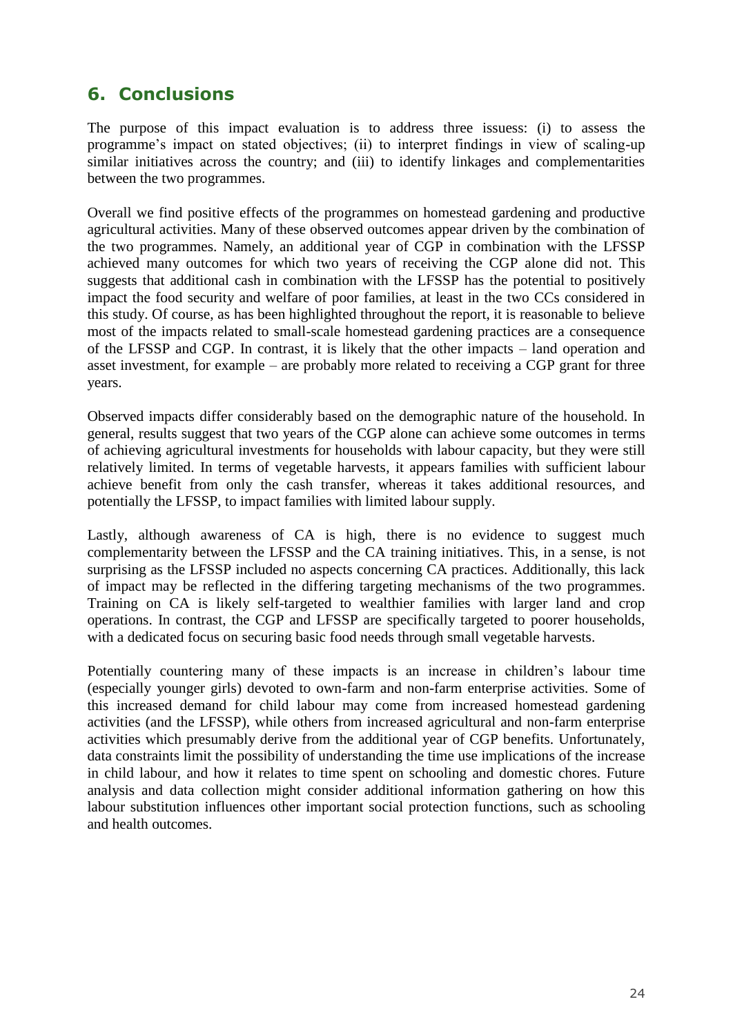## 6. Conclusions

The purpose of this impact evaluation is to address three issuess: (i) to assess the programme's impact on stated objectives; (ii) to interpret findings in view of scaling-up similar initiatives across the country; and (iii) to identify linkages and complementarities between the two programmes.

Overall we find positive effects of the programmes on homestead gardening and productive agricultural activities. Many of these observed outcomes appear driven by the combination of the two programmes. Namely, an additional year of CGP in combination with the LFSSP achieved many outcomes for which two years of receiving the CGP alone did not. This suggests that additional cash in combination with the LFSSP has the potential to positively impact the food security and welfare of poor families, at least in the two CCs considered in this study. Of course, as has been highlighted throughout the report, it is reasonable to believe most of the impacts related to small-scale homestead gardening practices are a consequence of the LFSSP and CGP. In contrast, it is likely that the other impacts – land operation and asset investment, for example – are probably more related to receiving a CGP grant for three years.

Observed impacts differ considerably based on the demographic nature of the household. In general, results suggest that two years of the CGP alone can achieve some outcomes in terms of achieving agricultural investments for households with labour capacity, but they were still relatively limited. In terms of vegetable harvests, it appears families with sufficient labour achieve benefit from only the cash transfer, whereas it takes additional resources, and potentially the LFSSP, to impact families with limited labour supply.

Lastly, although awareness of CA is high, there is no evidence to suggest much complementarity between the LFSSP and the CA training initiatives. This, in a sense, is not surprising as the LFSSP included no aspects concerning CA practices. Additionally, this lack of impact may be reflected in the differing targeting mechanisms of the two programmes. Training on CA is likely self-targeted to wealthier families with larger land and crop operations. In contrast, the CGP and LFSSP are specifically targeted to poorer households, with a dedicated focus on securing basic food needs through small vegetable harvests.

Potentially countering many of these impacts is an increase in children's labour time (especially younger girls) devoted to own-farm and non-farm enterprise activities. Some of this increased demand for child labour may come from increased homestead gardening activities (and the LFSSP), while others from increased agricultural and non-farm enterprise activities which presumably derive from the additional year of CGP benefits. Unfortunately, data constraints limit the possibility of understanding the time use implications of the increase in child labour, and how it relates to time spent on schooling and domestic chores. Future analysis and data collection might consider additional information gathering on how this labour substitution influences other important social protection functions, such as schooling and health outcomes.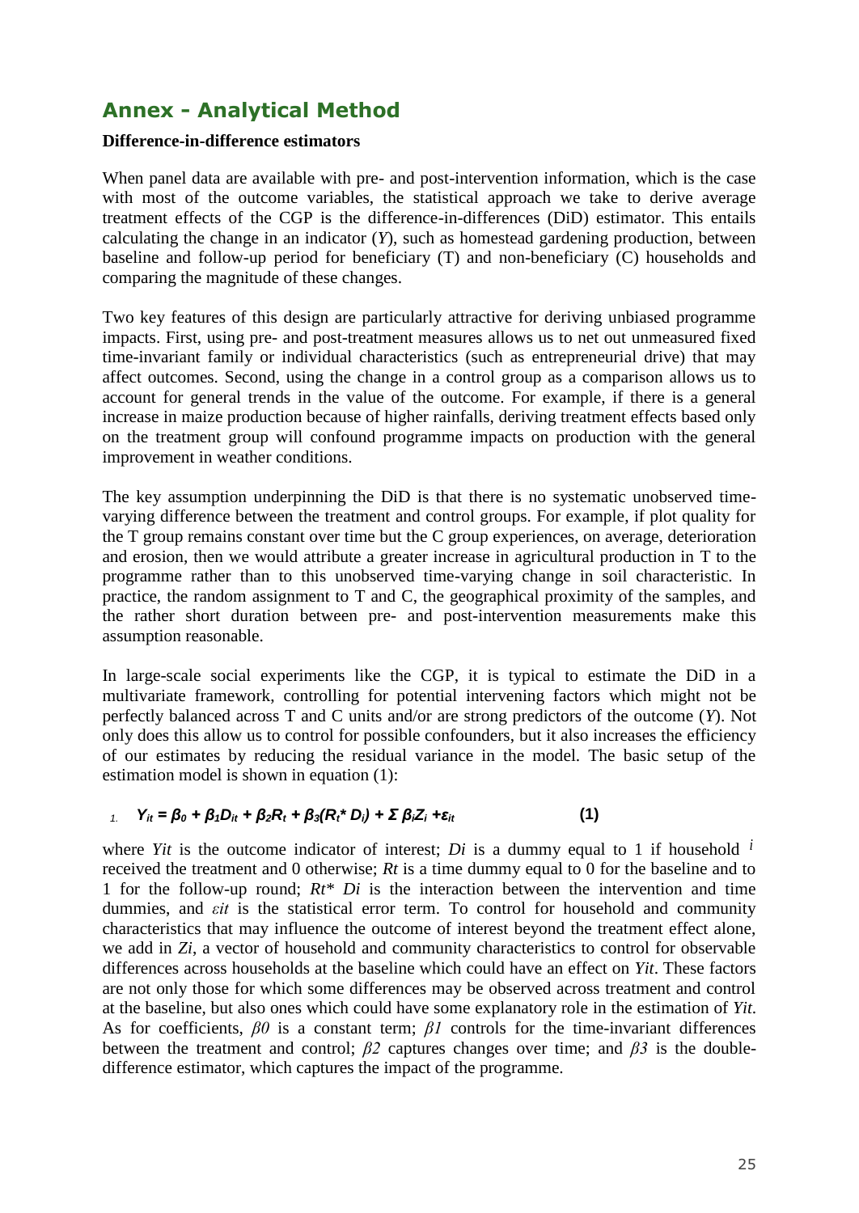## Annex - Analytical Method

**Difference-in-difference estimators**

When panel data are available with pre- and post-intervention information, which is the case with most of the outcome variables, the statistical approach we take to derive average treatment effects of the CGP is the difference-in-differences (DiD) estimator. This entails calculating the change in an indicator ($Y$), such as homestead gardening production, between baseline and follow-up period for beneficiary (T) and non-beneficiary (C) households and comparing the magnitude of these changes.

Two key features of this design are particularly attractive for deriving unbiased programme impacts. First, using pre- and post-treatment measures allows us to net out unmeasured fixed time-invariant family or individual characteristics (such as entrepreneurial drive) that may affect outcomes. Second, using the change in a control group as a comparison allows us to account for general trends in the value of the outcome. For example, if there is a general increase in maize production because of higher rainfalls, deriving treatment effects based only on the treatment group will confound programme impacts on production with the general improvement in weather conditions.

The key assumption underpinning the DiD is that there is no systematic unobserved time-varying difference between the treatment and control groups. For example, if plot quality for the T group remains constant over time but the C group experiences, on average, deterioration and erosion, then we would attribute a greater increase in agricultural production in T to the programme rather than to this unobserved time-varying change in soil characteristic. In practice, the random assignment to T and C, the geographical proximity of the samples, and the rather short duration between pre- and post-intervention measurements make this assumption reasonable.

In large-scale social experiments like the CGP, it is typical to estimate the DiD in a multivariate framework, controlling for potential intervening factors which might not be perfectly balanced across T and C units and/or are strong predictors of the outcome ($Y$). Not only does this allow us to control for possible confounders, but it also increases the efficiency of our estimates by reducing the residual variance in the model. The basic setup of the estimation model is shown in equation (1):

$$Y_{it} = \beta_0 + \beta_1 D_{it} + \beta_2 R_t + \beta_3 (R_t * D_i) + \Sigma \beta_i Z_i + \varepsilon_{it} \qquad (1)$$

where $Yit$ is the outcome indicator of interest; $Di$ is a dummy equal to 1 if household $i$ received the treatment and 0 otherwise; $Rt$ is a time dummy equal to 0 for the baseline and to 1 for the follow-up round; $Rt* Di$ is the interaction between the intervention and time dummies, and $\varepsilon it$ is the statistical error term. To control for household and community characteristics that may influence the outcome of interest beyond the treatment effect alone, we add in $Zi$, a vector of household and community characteristics to control for observable differences across households at the baseline which could have an effect on $Yit$. These factors are not only those for which some differences may be observed across treatment and control at the baseline, but also ones which could have some explanatory role in the estimation of $Yit$. As for coefficients, $\beta 0$ is a constant term; $\beta 1$ controls for the time-invariant differences between the treatment and control; $\beta 2$ captures changes over time; and $\beta 3$ is the double-difference estimator, which captures the impact of the programme.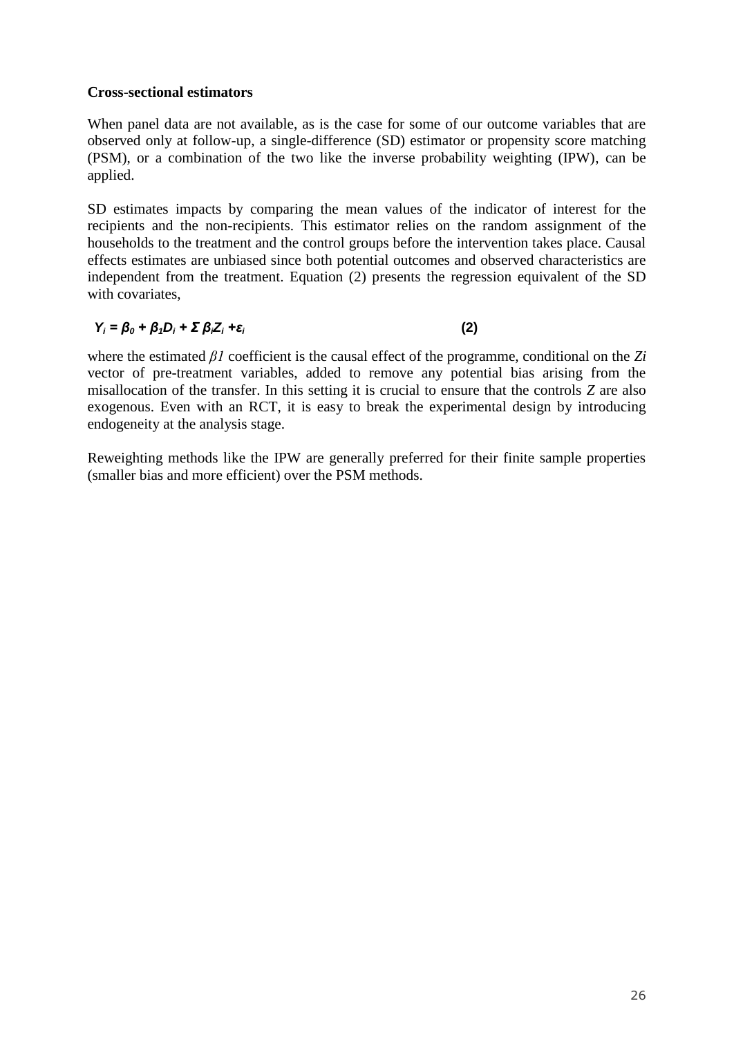**Cross-sectional estimators**

When panel data are not available, as is the case for some of our outcome variables that are observed only at follow-up, a single-difference (SD) estimator or propensity score matching (PSM), or a combination of the two like the inverse probability weighting (IPW), can be applied.

SD estimates impacts by comparing the mean values of the indicator of interest for the recipients and the non-recipients. This estimator relies on the random assignment of the households to the treatment and the control groups before the intervention takes place. Causal effects estimates are unbiased since both potential outcomes and observed characteristics are independent from the treatment. Equation (2) presents the regression equivalent of the SD with covariates,

$$Y_i = \beta_0 + \beta_1 D_i + \Sigma \beta_i Z_i + \varepsilon_i \qquad (2)$$

where the estimated $\beta 1$ coefficient is the causal effect of the programme, conditional on the $Zi$ vector of pre-treatment variables, added to remove any potential bias arising from the misallocation of the transfer. In this setting it is crucial to ensure that the controls $Z$ are also exogenous. Even with an RCT, it is easy to break the experimental design by introducing endogeneity at the analysis stage.

Reweighting methods like the IPW are generally preferred for their finite sample properties (smaller bias and more efficient) over the PSM methods.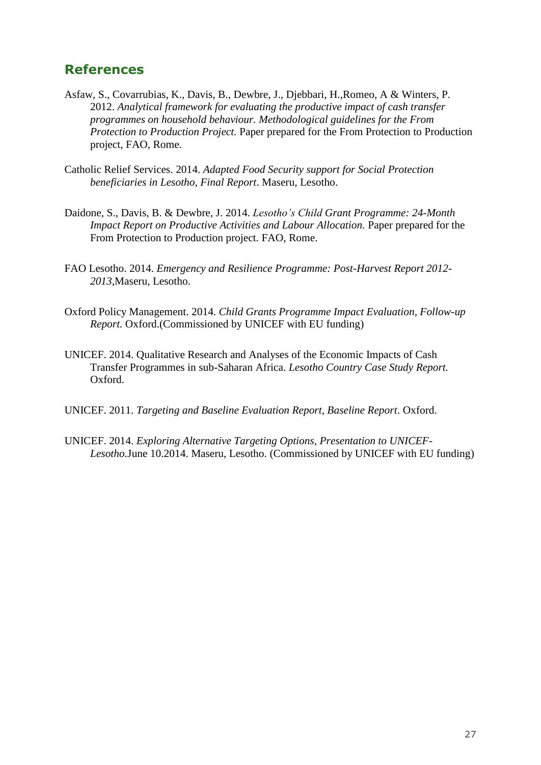## References

Asfaw, S., Covarrubias, K., Davis, B., Dewbre, J., Djebbari, H.,Romeo, A & Winters, P. 2012. *Analytical framework for evaluating the productive impact of cash transfer programmes on household behaviour. Methodological guidelines for the From Protection to Production Project.* Paper prepared for the From Protection to Production project, FAO, Rome.

Catholic Relief Services. 2014. *Adapted Food Security support for Social Protection beneficiaries in Lesotho, Final Report*. Maseru, Lesotho.

Daidone, S., Davis, B. & Dewbre, J. 2014. *Lesotho's Child Grant Programme: 24-Month Impact Report on Productive Activities and Labour Allocation.* Paper prepared for the From Protection to Production project. FAO, Rome.

FAO Lesotho. 2014. *Emergency and Resilience Programme: Post-Harvest Report 2012-2013*,Maseru, Lesotho.

Oxford Policy Management. 2014. *Child Grants Programme Impact Evaluation, Follow-up Report.* Oxford.(Commissioned by UNICEF with EU funding)

UNICEF. 2014. Qualitative Research and Analyses of the Economic Impacts of Cash Transfer Programmes in sub-Saharan Africa. *Lesotho Country Case Study Report.* Oxford.

UNICEF. 2011. *Targeting and Baseline Evaluation Report, Baseline Report*. Oxford.

UNICEF. 2014. *Exploring Alternative Targeting Options, Presentation to UNICEF-Lesotho.*June 10.2014. Maseru, Lesotho. (Commissioned by UNICEF with EU funding)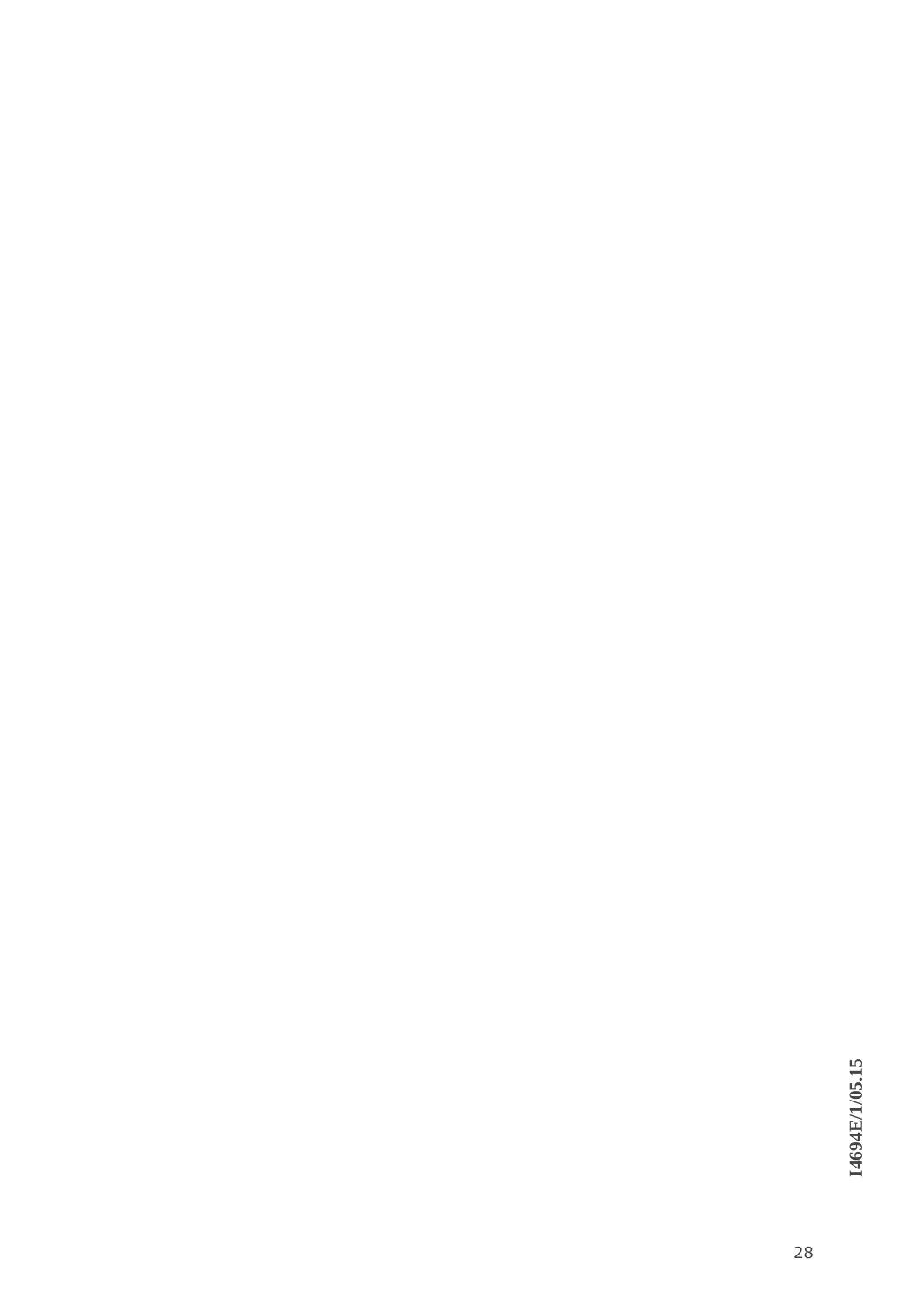I4694E/1/05.15